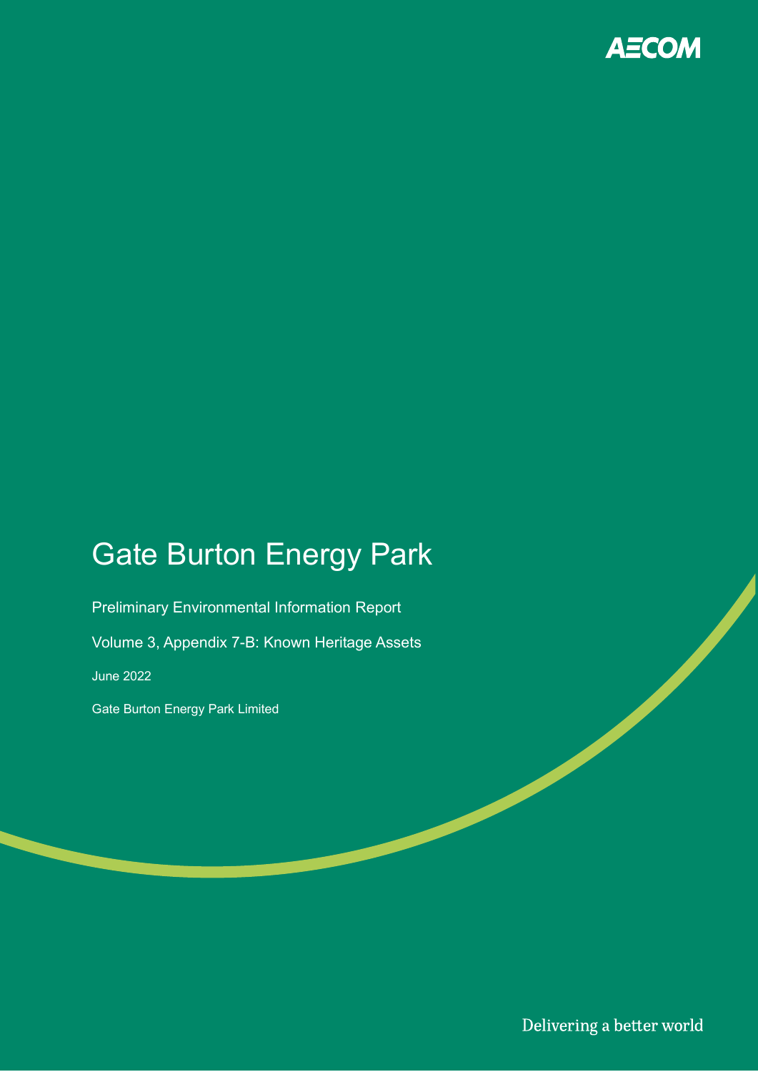# Gate Burton Energy Park

Preliminary Environmental Information Report

Volume 3, Appendix 7-B: Known Heritage Assets

June 2022

Gate Burton Energy Park Limited

Delivering a better world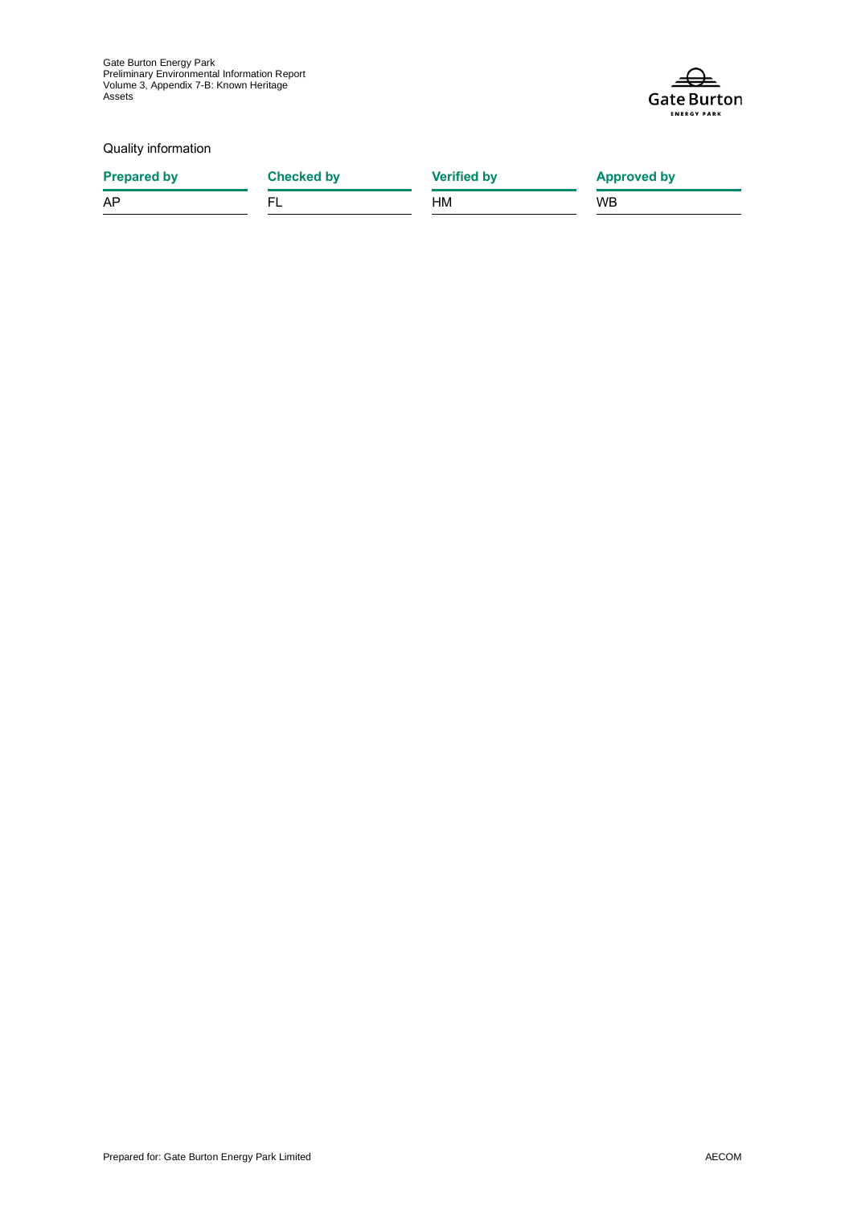Quality information

| Prepared by | Checked by | Verified by | Approved by |
| --- | --- | --- | --- |
| AP | FL | HM | WB |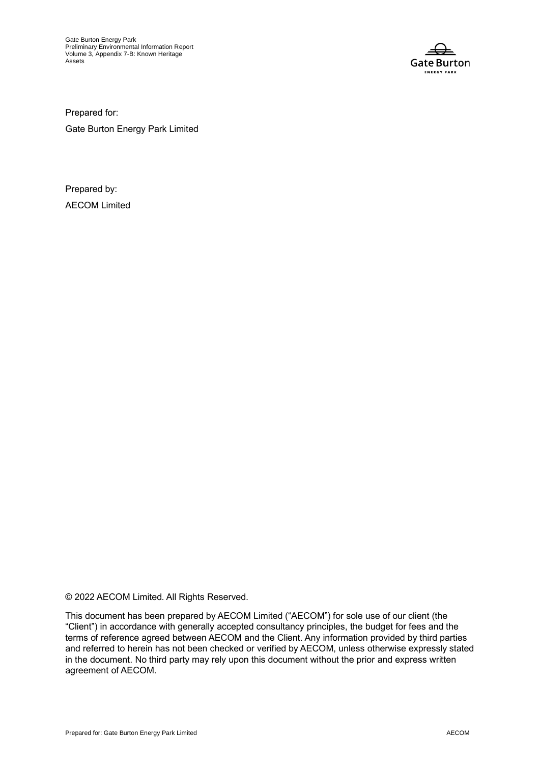Prepared for:

Gate Burton Energy Park Limited

Prepared by:

AECOM Limited

© 2022 AECOM Limited. All Rights Reserved.

This document has been prepared by AECOM Limited ("AECOM") for sole use of our client (the "Client") in accordance with generally accepted consultancy principles, the budget for fees and the terms of reference agreed between AECOM and the Client. Any information provided by third parties and referred to herein has not been checked or verified by AECOM, unless otherwise expressly stated in the document. No third party may rely upon this document without the prior and express written agreement of AECOM.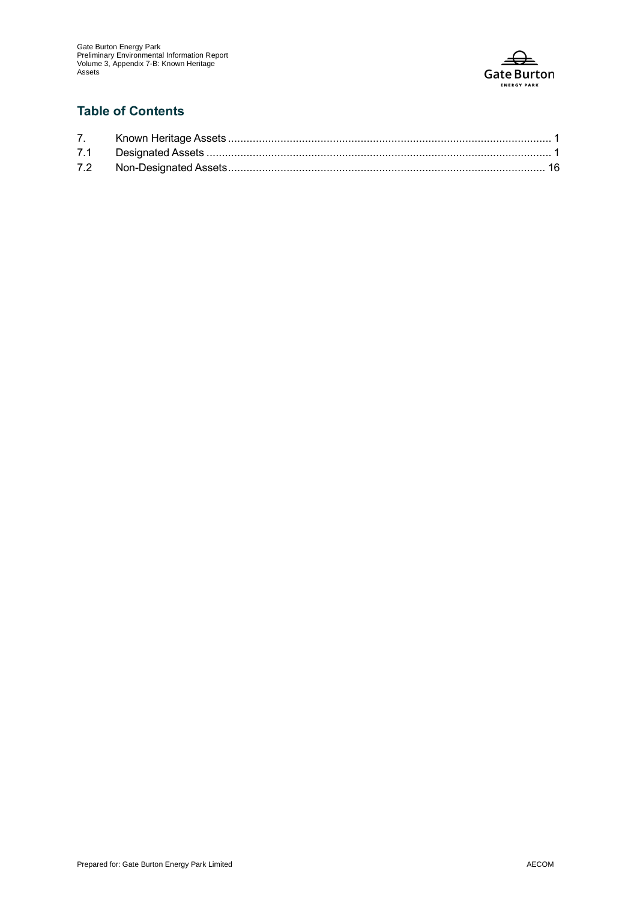## Table of Contents

| | | |
|---|---|---|
| 7. | Known Heritage Assets | 1 |
| 7.1 | Designated Assets | 1 |
| 7.2 | Non-Designated Assets | 16 |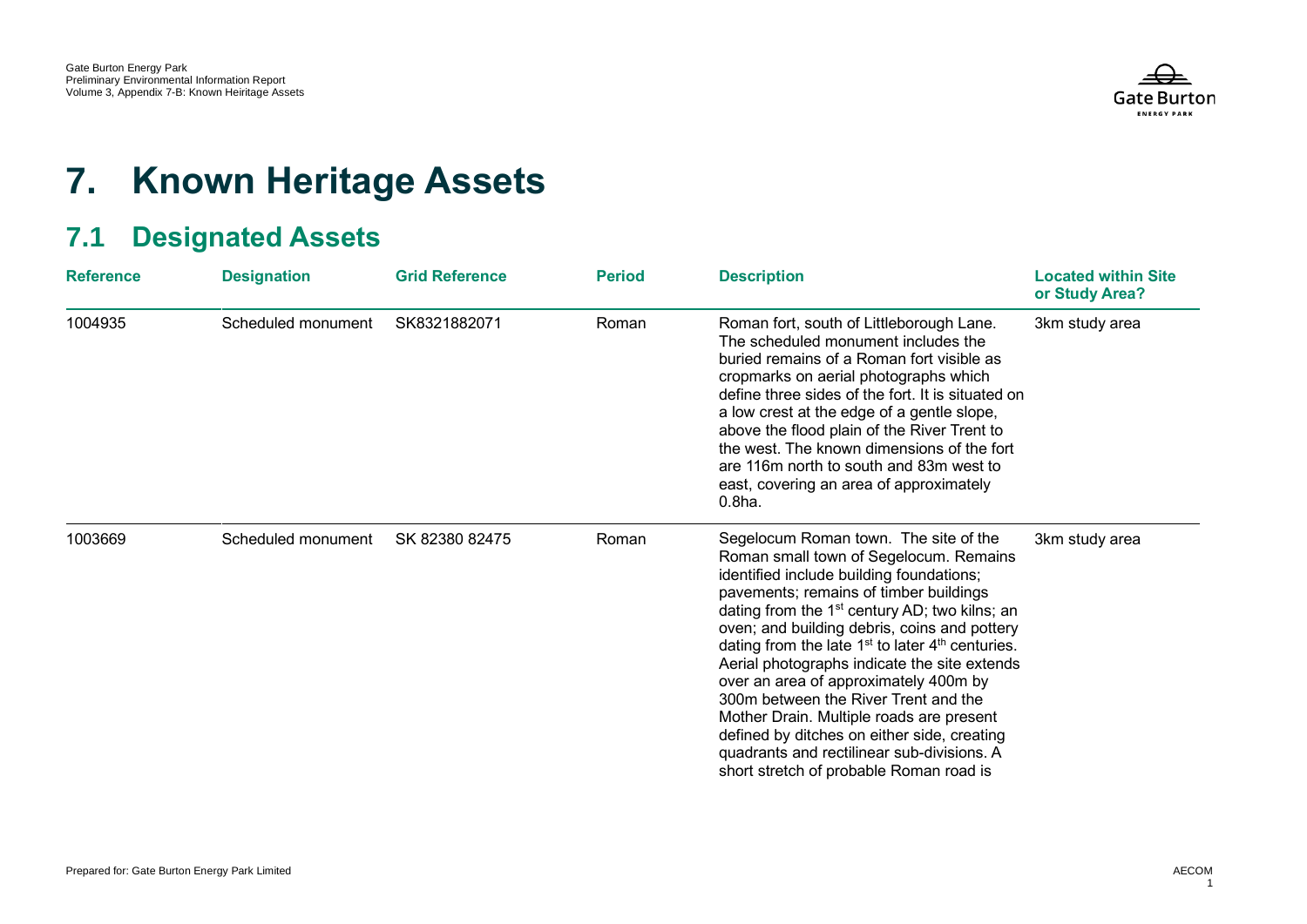# 7. Known Heritage Assets

## 7.1 Designated Assets

| Reference | Designation | Grid Reference | Period | Description | Located within Site or Study Area? |
|---|---|---|---|---|---|
| 1004935 | Scheduled monument | SK8321882071 | Roman | Roman fort, south of Littleborough Lane. The scheduled monument includes the buried remains of a Roman fort visible as cropmarks on aerial photographs which define three sides of the fort. It is situated on a low crest at the edge of a gentle slope, above the flood plain of the River Trent to the west. The known dimensions of the fort are 116m north to south and 83m west to east, covering an area of approximately 0.8ha. | 3km study area |
| 1003669 | Scheduled monument | SK 82380 82475 | Roman | Segelocum Roman town. The site of the Roman small town of Segelocum. Remains identified include building foundations; pavements; remains of timber buildings dating from the 1st century AD; two kilns; an oven; and building debris, coins and pottery dating from the late 1st to later 4th centuries. Aerial photographs indicate the site extends over an area of approximately 400m by 300m between the River Trent and the Mother Drain. Multiple roads are present defined by ditches on either side, creating quadrants and rectilinear sub-divisions. A short stretch of probable Roman road is | 3km study area |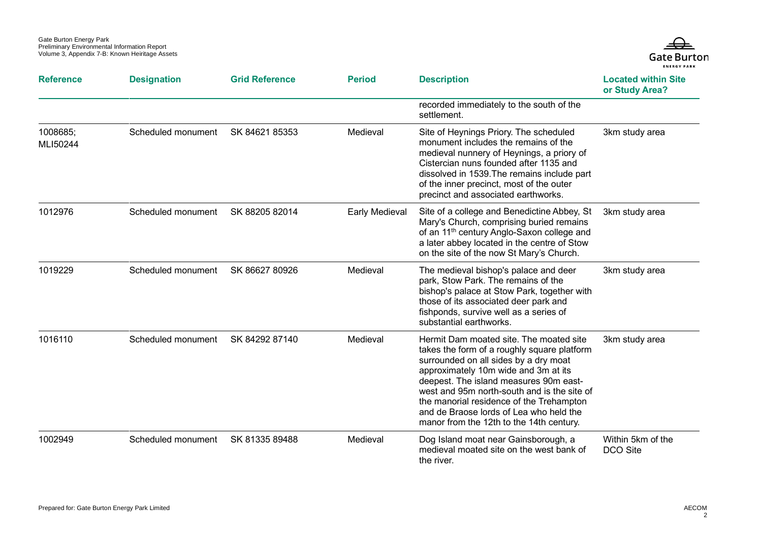| Reference | Designation | Grid Reference | Period | Description | Located within Site or Study Area? |
|---|---|---|---|---|---|
| | | | | recorded immediately to the south of the settlement. | |
| 1008685; MLI50244 | Scheduled monument | SK 84621 85353 | Medieval | Site of Heynings Priory. The scheduled monument includes the remains of the medieval nunnery of Heynings, a priory of Cistercian nuns founded after 1135 and dissolved in 1539.The remains include part of the inner precinct, most of the outer precinct and associated earthworks. | 3km study area |
| 1012976 | Scheduled monument | SK 88205 82014 | Early Medieval | Site of a college and Benedictine Abbey, St Mary's Church, comprising buried remains of an 11th century Anglo-Saxon college and a later abbey located in the centre of Stow on the site of the now St Mary's Church. | 3km study area |
| 1019229 | Scheduled monument | SK 86627 80926 | Medieval | The medieval bishop's palace and deer park, Stow Park. The remains of the bishop's palace at Stow Park, together with those of its associated deer park and fishponds, survive well as a series of substantial earthworks. | 3km study area |
| 1016110 | Scheduled monument | SK 84292 87140 | Medieval | Hermit Dam moated site. The moated site takes the form of a roughly square platform surrounded on all sides by a dry moat approximately 10m wide and 3m at its deepest. The island measures 90m east-west and 95m north-south and is the site of the manorial residence of the Trehampton and de Braose lords of Lea who held the manor from the 12th to the 14th century. | 3km study area |
| 1002949 | Scheduled monument | SK 81335 89488 | Medieval | Dog Island moat near Gainsborough, a medieval moated site on the west bank of the river. | Within 5km of the DCO Site |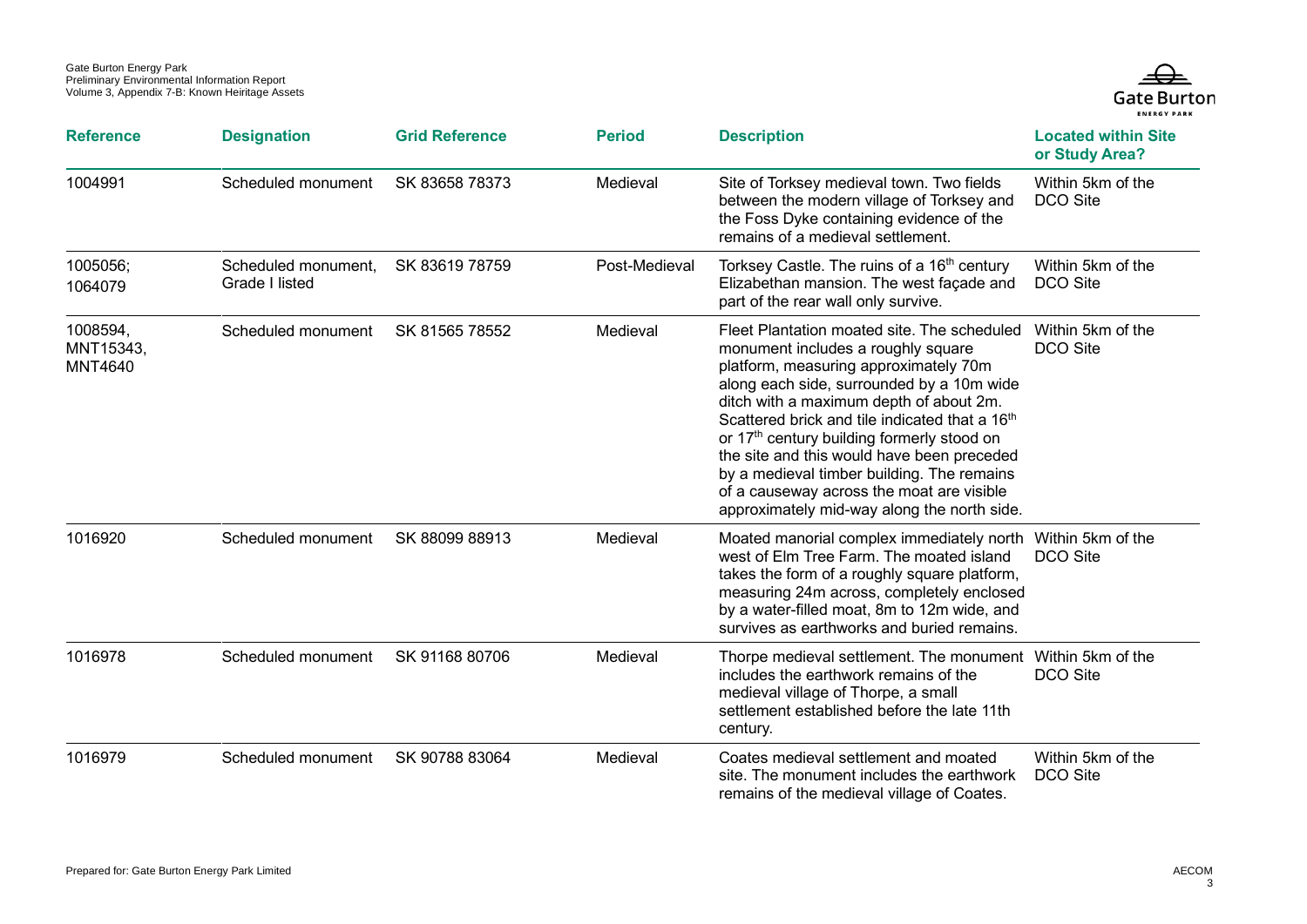| Reference | Designation | Grid Reference | Period | Description | Located within Site or Study Area? |
|---|---|---|---|---|---|
| 1004991 | Scheduled monument | SK 83658 78373 | Medieval | Site of Torksey medieval town. Two fields between the modern village of Torksey and the Foss Dyke containing evidence of the remains of a medieval settlement. | Within 5km of the DCO Site |
| 1005056; 1064079 | Scheduled monument, Grade I listed | SK 83619 78759 | Post-Medieval | Torksey Castle. The ruins of a 16th century Elizabethan mansion. The west façade and part of the rear wall only survive. | Within 5km of the DCO Site |
| 1008594, MNT15343, MNT4640 | Scheduled monument | SK 81565 78552 | Medieval | Fleet Plantation moated site. The scheduled monument includes a roughly square platform, measuring approximately 70m along each side, surrounded by a 10m wide ditch with a maximum depth of about 2m. Scattered brick and tile indicated that a 16th or 17th century building formerly stood on the site and this would have been preceded by a medieval timber building. The remains of a causeway across the moat are visible approximately mid-way along the north side. | Within 5km of the DCO Site |
| 1016920 | Scheduled monument | SK 88099 88913 | Medieval | Moated manorial complex immediately north west of Elm Tree Farm. The moated island takes the form of a roughly square platform, measuring 24m across, completely enclosed by a water-filled moat, 8m to 12m wide, and survives as earthworks and buried remains. | Within 5km of the DCO Site |
| 1016978 | Scheduled monument | SK 91168 80706 | Medieval | Thorpe medieval settlement. The monument includes the earthwork remains of the medieval village of Thorpe, a small settlement established before the late 11th century. | Within 5km of the DCO Site |
| 1016979 | Scheduled monument | SK 90788 83064 | Medieval | Coates medieval settlement and moated site. The monument includes the earthwork remains of the medieval village of Coates. | Within 5km of the DCO Site |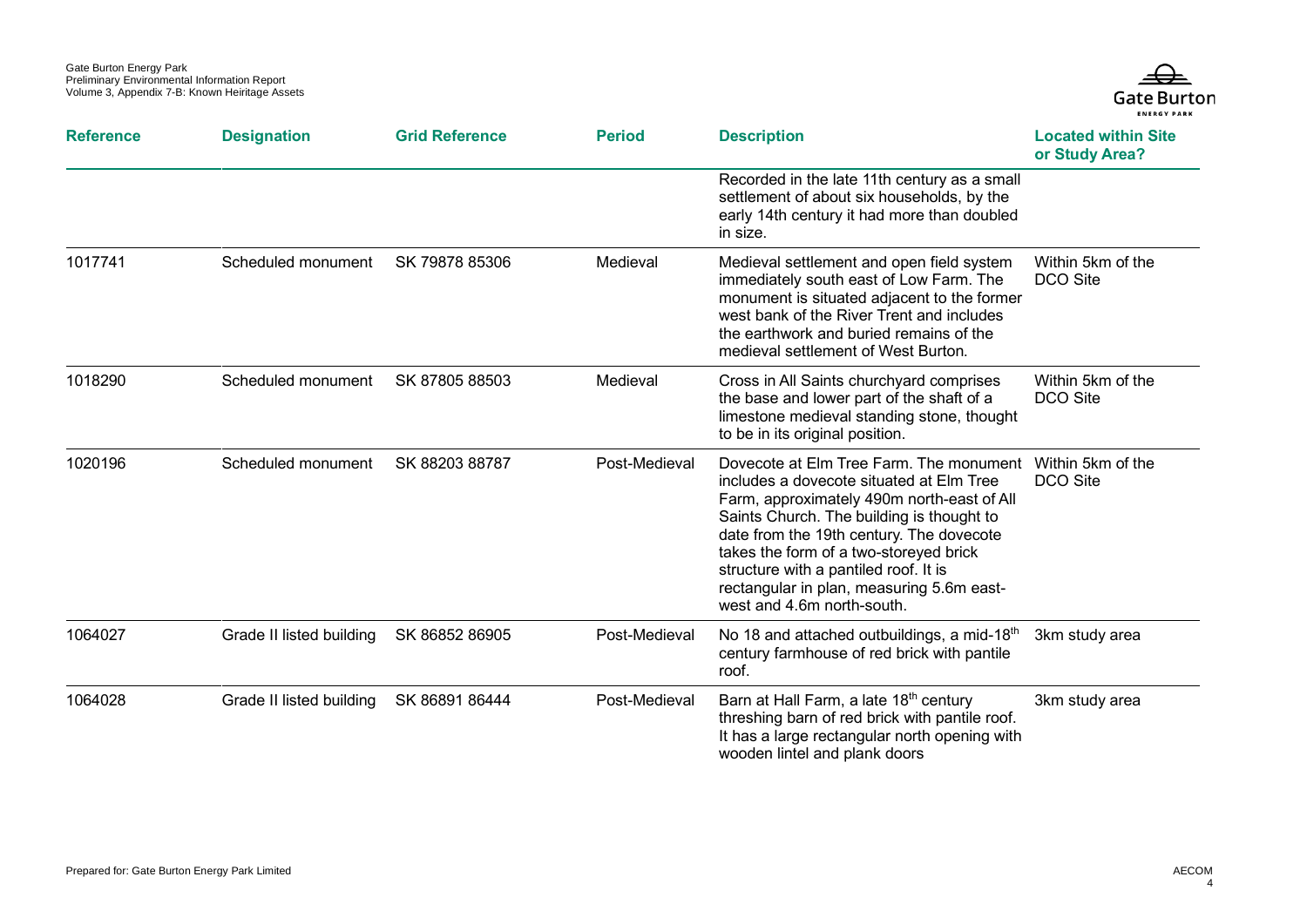| Reference | Designation | Grid Reference | Period | Description | Located within Site or Study Area? |
|---|---|---|---|---|---|
| | | | | Recorded in the late 11th century as a small settlement of about six households, by the early 14th century it had more than doubled in size. | |
| 1017741 | Scheduled monument | SK 79878 85306 | Medieval | Medieval settlement and open field system immediately south east of Low Farm. The monument is situated adjacent to the former west bank of the River Trent and includes the earthwork and buried remains of the medieval settlement of West Burton. | Within 5km of the DCO Site |
| 1018290 | Scheduled monument | SK 87805 88503 | Medieval | Cross in All Saints churchyard comprises the base and lower part of the shaft of a limestone medieval standing stone, thought to be in its original position. | Within 5km of the DCO Site |
| 1020196 | Scheduled monument | SK 88203 88787 | Post-Medieval | Dovecote at Elm Tree Farm. The monument includes a dovecote situated at Elm Tree Farm, approximately 490m north-east of All Saints Church. The building is thought to date from the 19th century. The dovecote takes the form of a two-storeyed brick structure with a pantiled roof. It is rectangular in plan, measuring 5.6m east-west and 4.6m north-south. | Within 5km of the DCO Site |
| 1064027 | Grade II listed building | SK 86852 86905 | Post-Medieval | No 18 and attached outbuildings, a mid-18th century farmhouse of red brick with pantile roof. | 3km study area |
| 1064028 | Grade II listed building | SK 86891 86444 | Post-Medieval | Barn at Hall Farm, a late 18th century threshing barn of red brick with pantile roof. It has a large rectangular north opening with wooden lintel and plank doors | 3km study area |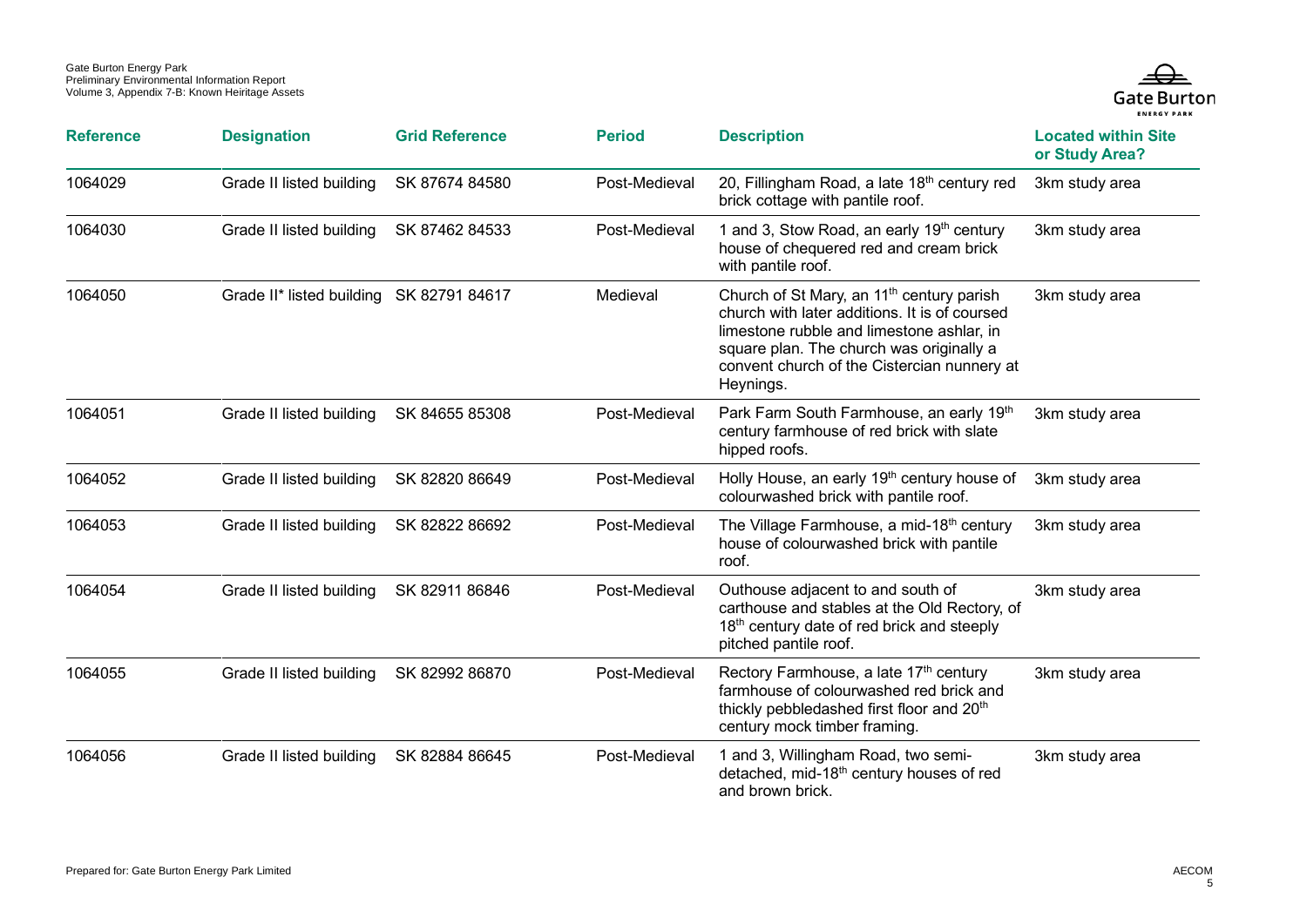| Reference | Designation | Grid Reference | Period | Description | Located within Site or Study Area? |
|---|---|---|---|---|---|
| 1064029 | Grade II listed building | SK 87674 84580 | Post-Medieval | 20, Fillingham Road, a late 18th century red brick cottage with pantile roof. | 3km study area |
| 1064030 | Grade II listed building | SK 87462 84533 | Post-Medieval | 1 and 3, Stow Road, an early 19th century house of chequered red and cream brick with pantile roof. | 3km study area |
| 1064050 | Grade II* listed building | SK 82791 84617 | Medieval | Church of St Mary, an 11th century parish church with later additions. It is of coursed limestone rubble and limestone ashlar, in square plan. The church was originally a convent church of the Cistercian nunnery at Heynings. | 3km study area |
| 1064051 | Grade II listed building | SK 84655 85308 | Post-Medieval | Park Farm South Farmhouse, an early 19th century farmhouse of red brick with slate hipped roofs. | 3km study area |
| 1064052 | Grade II listed building | SK 82820 86649 | Post-Medieval | Holly House, an early 19th century house of colourwashed brick with pantile roof. | 3km study area |
| 1064053 | Grade II listed building | SK 82822 86692 | Post-Medieval | The Village Farmhouse, a mid-18th century house of colourwashed brick with pantile roof. | 3km study area |
| 1064054 | Grade II listed building | SK 82911 86846 | Post-Medieval | Outhouse adjacent to and south of carthouse and stables at the Old Rectory, of 18th century date of red brick and steeply pitched pantile roof. | 3km study area |
| 1064055 | Grade II listed building | SK 82992 86870 | Post-Medieval | Rectory Farmhouse, a late 17th century farmhouse of colourwashed red brick and thickly pebbledashed first floor and 20th century mock timber framing. | 3km study area |
| 1064056 | Grade II listed building | SK 82884 86645 | Post-Medieval | 1 and 3, Willingham Road, two semi-detached, mid-18th century houses of red and brown brick. | 3km study area |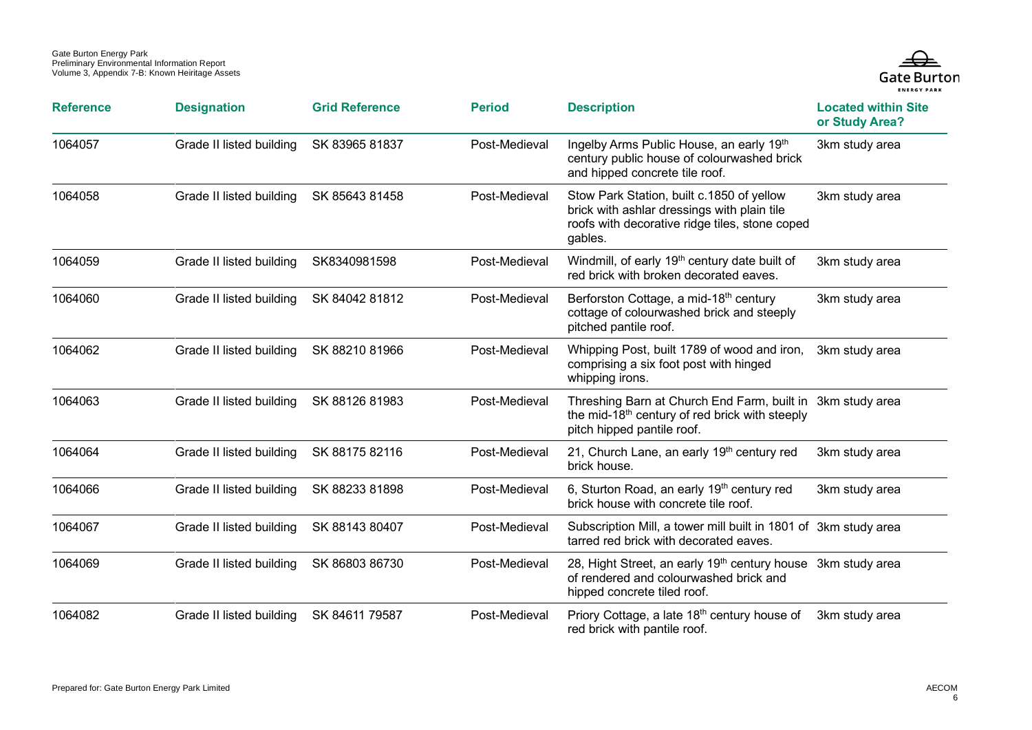| Reference | Designation | Grid Reference | Period | Description | Located within Site or Study Area? |
|---|---|---|---|---|---|
| 1064057 | Grade II listed building | SK 83965 81837 | Post-Medieval | Ingelby Arms Public House, an early 19th century public house of colourwashed brick and hipped concrete tile roof. | 3km study area |
| 1064058 | Grade II listed building | SK 85643 81458 | Post-Medieval | Stow Park Station, built c.1850 of yellow brick with ashlar dressings with plain tile roofs with decorative ridge tiles, stone coped gables. | 3km study area |
| 1064059 | Grade II listed building | SK8340981598 | Post-Medieval | Windmill, of early 19th century date built of red brick with broken decorated eaves. | 3km study area |
| 1064060 | Grade II listed building | SK 84042 81812 | Post-Medieval | Berforston Cottage, a mid-18th century cottage of colourwashed brick and steeply pitched pantile roof. | 3km study area |
| 1064062 | Grade II listed building | SK 88210 81966 | Post-Medieval | Whipping Post, built 1789 of wood and iron, comprising a six foot post with hinged whipping irons. | 3km study area |
| 1064063 | Grade II listed building | SK 88126 81983 | Post-Medieval | Threshing Barn at Church End Farm, built in the mid-18th century of red brick with steeply pitch hipped pantile roof. | 3km study area |
| 1064064 | Grade II listed building | SK 88175 82116 | Post-Medieval | 21, Church Lane, an early 19th century red brick house. | 3km study area |
| 1064066 | Grade II listed building | SK 88233 81898 | Post-Medieval | 6, Sturton Road, an early 19th century red brick house with concrete tile roof. | 3km study area |
| 1064067 | Grade II listed building | SK 88143 80407 | Post-Medieval | Subscription Mill, a tower mill built in 1801 of tarred red brick with decorated eaves. | 3km study area |
| 1064069 | Grade II listed building | SK 86803 86730 | Post-Medieval | 28, Hight Street, an early 19th century house of rendered and colourwashed brick and hipped concrete tiled roof. | 3km study area |
| 1064082 | Grade II listed building | SK 84611 79587 | Post-Medieval | Priory Cottage, a late 18th century house of red brick with pantile roof. | 3km study area |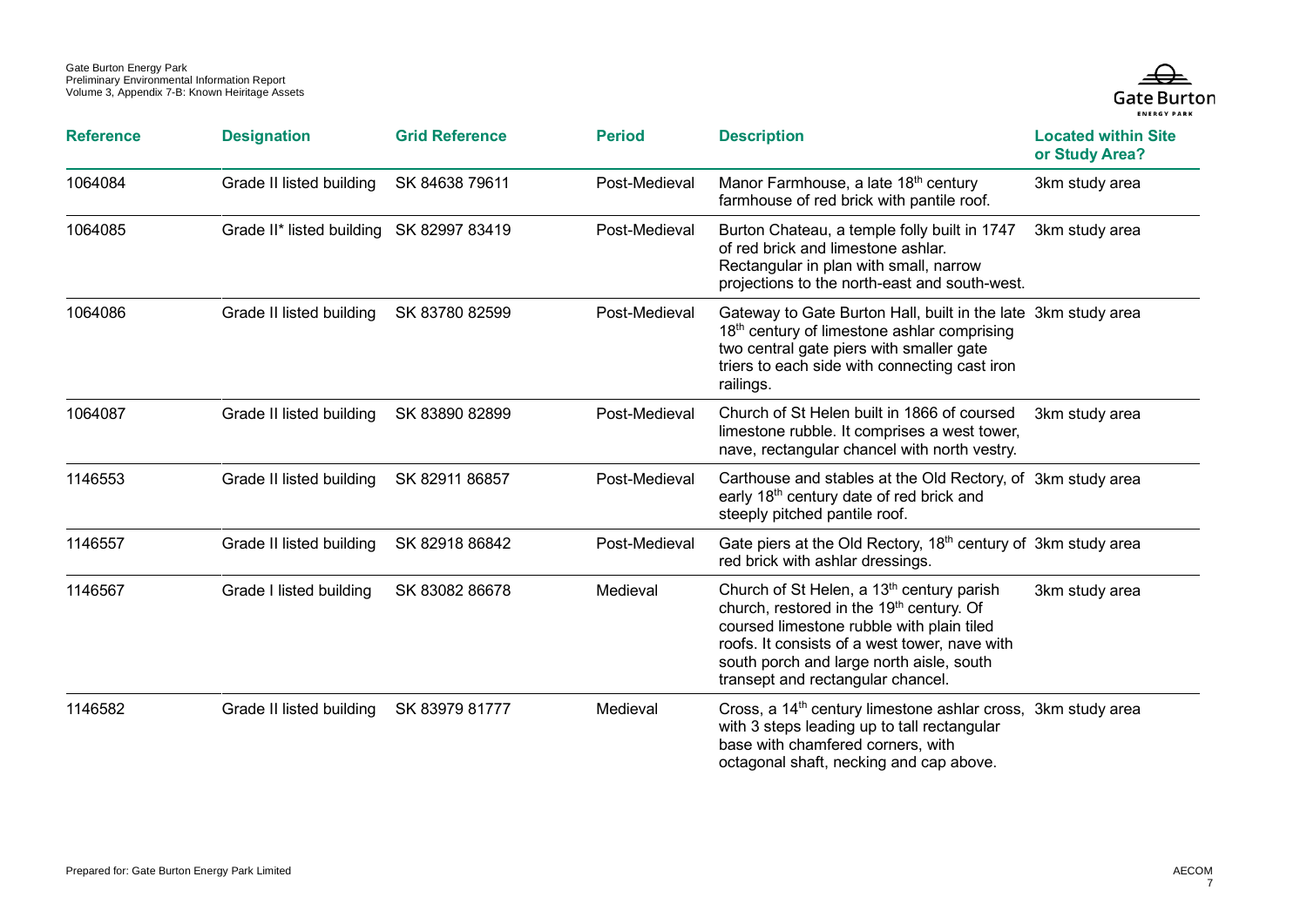| Reference | Designation | Grid Reference | Period | Description | Located within Site or Study Area? |
|---|---|---|---|---|---|
| 1064084 | Grade II listed building | SK 84638 79611 | Post-Medieval | Manor Farmhouse, a late 18th century farmhouse of red brick with pantile roof. | 3km study area |
| 1064085 | Grade II* listed building | SK 82997 83419 | Post-Medieval | Burton Chateau, a temple folly built in 1747 of red brick and limestone ashlar. Rectangular in plan with small, narrow projections to the north-east and south-west. | 3km study area |
| 1064086 | Grade II listed building | SK 83780 82599 | Post-Medieval | Gateway to Gate Burton Hall, built in the late 18th century of limestone ashlar comprising two central gate piers with smaller gate triers to each side with connecting cast iron railings. | 3km study area |
| 1064087 | Grade II listed building | SK 83890 82899 | Post-Medieval | Church of St Helen built in 1866 of coursed limestone rubble. It comprises a west tower, nave, rectangular chancel with north vestry. | 3km study area |
| 1146553 | Grade II listed building | SK 82911 86857 | Post-Medieval | Carthouse and stables at the Old Rectory, of early 18th century date of red brick and steeply pitched pantile roof. | 3km study area |
| 1146557 | Grade II listed building | SK 82918 86842 | Post-Medieval | Gate piers at the Old Rectory, 18th century of red brick with ashlar dressings. | 3km study area |
| 1146567 | Grade I listed building | SK 83082 86678 | Medieval | Church of St Helen, a 13th century parish church, restored in the 19th century. Of coursed limestone rubble with plain tiled roofs. It consists of a west tower, nave with south porch and large north aisle, south transept and rectangular chancel. | 3km study area |
| 1146582 | Grade II listed building | SK 83979 81777 | Medieval | Cross, a 14th century limestone ashlar cross, with 3 steps leading up to tall rectangular base with chamfered corners, with octagonal shaft, necking and cap above. | 3km study area |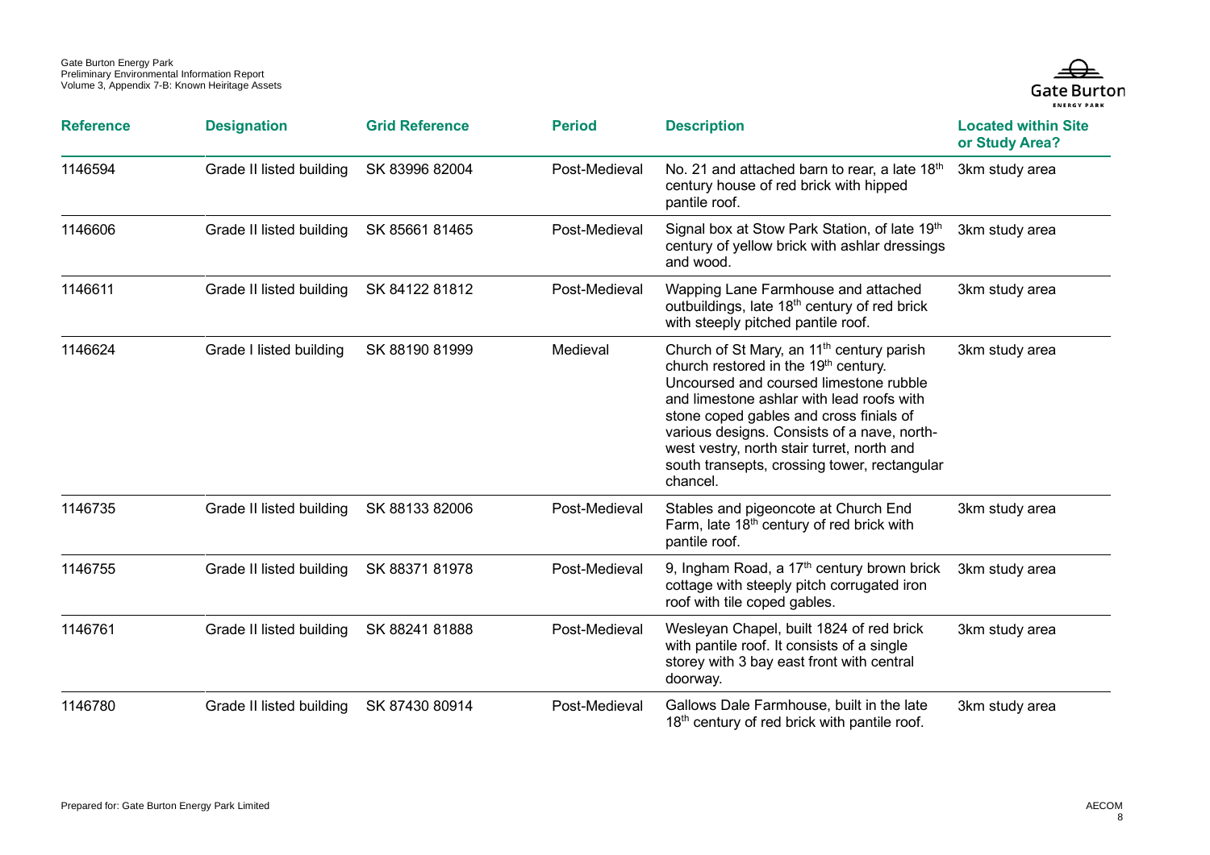| Reference | Designation | Grid Reference | Period | Description | Located within Site or Study Area? |
|---|---|---|---|---|---|
| 1146594 | Grade II listed building | SK 83996 82004 | Post-Medieval | No. 21 and attached barn to rear, a late 18th century house of red brick with hipped pantile roof. | 3km study area |
| 1146606 | Grade II listed building | SK 85661 81465 | Post-Medieval | Signal box at Stow Park Station, of late 19th century of yellow brick with ashlar dressings and wood. | 3km study area |
| 1146611 | Grade II listed building | SK 84122 81812 | Post-Medieval | Wapping Lane Farmhouse and attached outbuildings, late 18th century of red brick with steeply pitched pantile roof. | 3km study area |
| 1146624 | Grade I listed building | SK 88190 81999 | Medieval | Church of St Mary, an 11th century parish church restored in the 19th century. Uncoursed and coursed limestone rubble and limestone ashlar with lead roofs with stone coped gables and cross finials of various designs. Consists of a nave, north-west vestry, north stair turret, north and south transepts, crossing tower, rectangular chancel. | 3km study area |
| 1146735 | Grade II listed building | SK 88133 82006 | Post-Medieval | Stables and pigeoncote at Church End Farm, late 18th century of red brick with pantile roof. | 3km study area |
| 1146755 | Grade II listed building | SK 88371 81978 | Post-Medieval | 9, Ingham Road, a 17th century brown brick cottage with steeply pitch corrugated iron roof with tile coped gables. | 3km study area |
| 1146761 | Grade II listed building | SK 88241 81888 | Post-Medieval | Wesleyan Chapel, built 1824 of red brick with pantile roof. It consists of a single storey with 3 bay east front with central doorway. | 3km study area |
| 1146780 | Grade II listed building | SK 87430 80914 | Post-Medieval | Gallows Dale Farmhouse, built in the late 18th century of red brick with pantile roof. | 3km study area |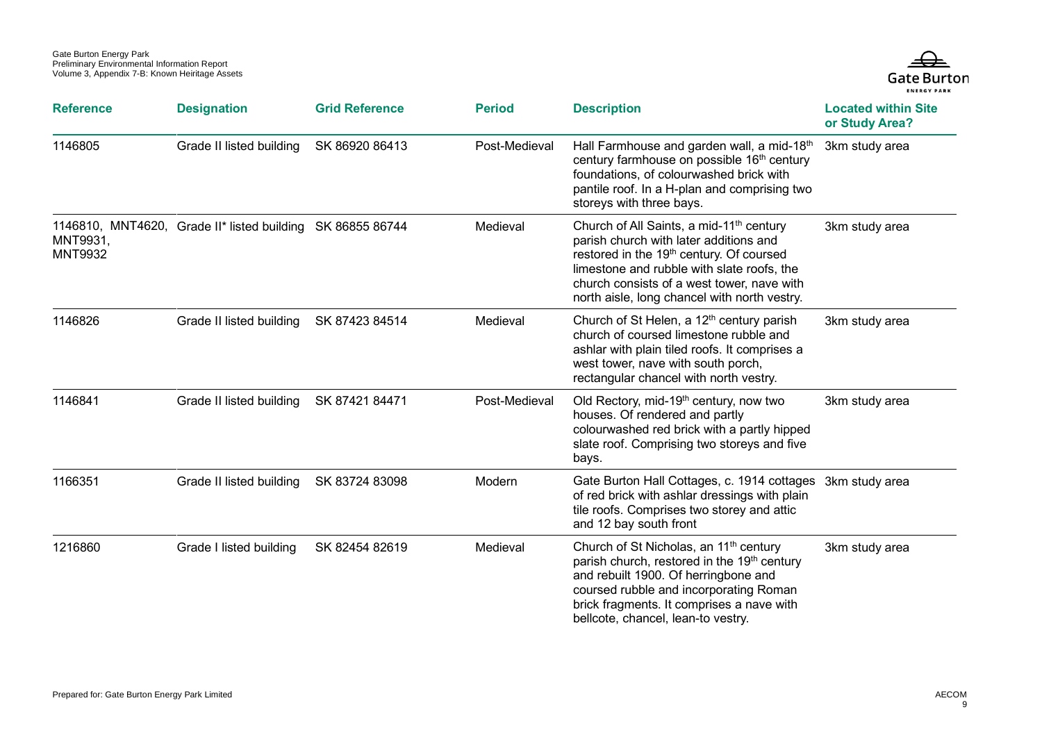| Reference | Designation | Grid Reference | Period | Description | Located within Site or Study Area? |
|---|---|---|---|---|---|
| 1146805 | Grade II listed building | SK 86920 86413 | Post-Medieval | Hall Farmhouse and garden wall, a mid-18th century farmhouse on possible 16th century foundations, of colourwashed brick with pantile roof. In a H-plan and comprising two storeys with three bays. | 3km study area |
| 1146810, MNT4620, MNT9931, MNT9932 | Grade II* listed building | SK 86855 86744 | Medieval | Church of All Saints, a mid-11th century parish church with later additions and restored in the 19th century. Of coursed limestone and rubble with slate roofs, the church consists of a west tower, nave with north aisle, long chancel with north vestry. | 3km study area |
| 1146826 | Grade II listed building | SK 87423 84514 | Medieval | Church of St Helen, a 12th century parish church of coursed limestone rubble and ashlar with plain tiled roofs. It comprises a west tower, nave with south porch, rectangular chancel with north vestry. | 3km study area |
| 1146841 | Grade II listed building | SK 87421 84471 | Post-Medieval | Old Rectory, mid-19th century, now two houses. Of rendered and partly colourwashed red brick with a partly hipped slate roof. Comprising two storeys and five bays. | 3km study area |
| 1166351 | Grade II listed building | SK 83724 83098 | Modern | Gate Burton Hall Cottages, c. 1914 cottages of red brick with ashlar dressings with plain tile roofs. Comprises two storey and attic and 12 bay south front | 3km study area |
| 1216860 | Grade I listed building | SK 82454 82619 | Medieval | Church of St Nicholas, an 11th century parish church, restored in the 19th century and rebuilt 1900. Of herringbone and coursed rubble and incorporating Roman brick fragments. It comprises a nave with bellcote, chancel, lean-to vestry. | 3km study area |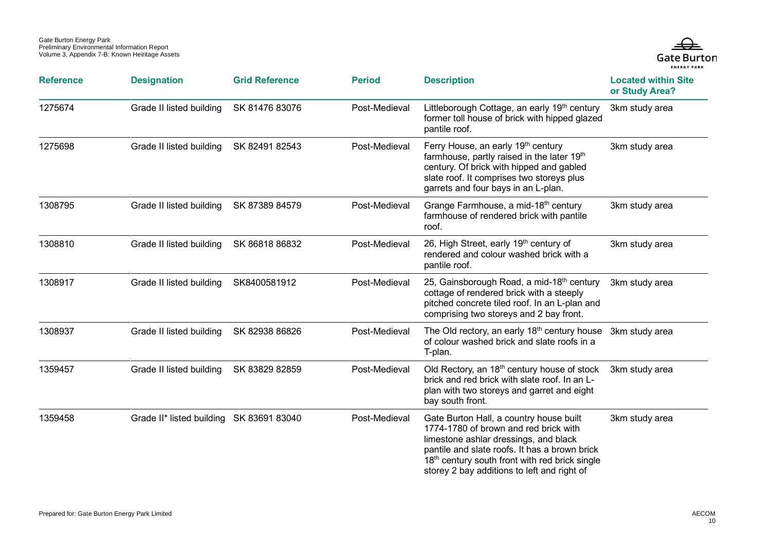| Reference | Designation | Grid Reference | Period | Description | Located within Site or Study Area? |
|---|---|---|---|---|---|
| 1275674 | Grade II listed building | SK 81476 83076 | Post-Medieval | Littleborough Cottage, an early 19th century former toll house of brick with hipped glazed pantile roof. | 3km study area |
| 1275698 | Grade II listed building | SK 82491 82543 | Post-Medieval | Ferry House, an early 19th century farmhouse, partly raised in the later 19th century. Of brick with hipped and gabled slate roof. It comprises two storeys plus garrets and four bays in an L-plan. | 3km study area |
| 1308795 | Grade II listed building | SK 87389 84579 | Post-Medieval | Grange Farmhouse, a mid-18th century farmhouse of rendered brick with pantile roof. | 3km study area |
| 1308810 | Grade II listed building | SK 86818 86832 | Post-Medieval | 26, High Street, early 19th century of rendered and colour washed brick with a pantile roof. | 3km study area |
| 1308917 | Grade II listed building | SK8400581912 | Post-Medieval | 25, Gainsborough Road, a mid-18th century cottage of rendered brick with a steeply pitched concrete tiled roof. In an L-plan and comprising two storeys and 2 bay front. | 3km study area |
| 1308937 | Grade II listed building | SK 82938 86826 | Post-Medieval | The Old rectory, an early 18th century house of colour washed brick and slate roofs in a T-plan. | 3km study area |
| 1359457 | Grade II listed building | SK 83829 82859 | Post-Medieval | Old Rectory, an 18th century house of stock brick and red brick with slate roof. In an L-plan with two storeys and garret and eight bay south front. | 3km study area |
| 1359458 | Grade II* listed building | SK 83691 83040 | Post-Medieval | Gate Burton Hall, a country house built 1774-1780 of brown and red brick with limestone ashlar dressings, and black pantile and slate roofs. It has a brown brick 18th century south front with red brick single storey 2 bay additions to left and right of | 3km study area |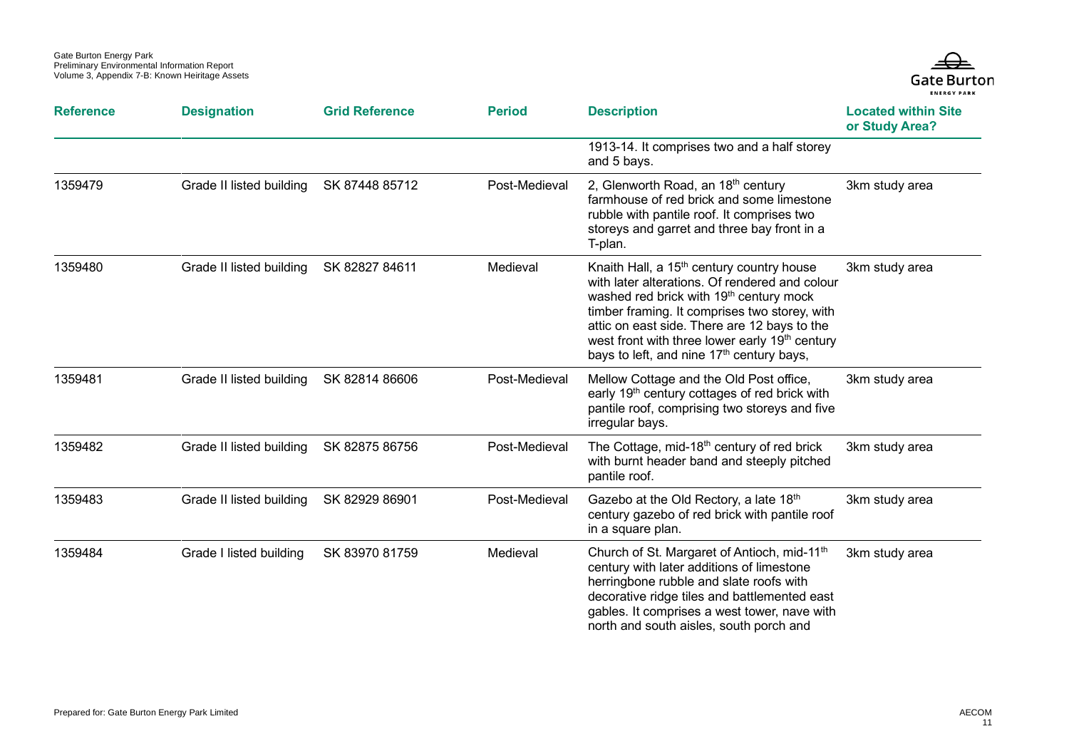| Reference | Designation | Grid Reference | Period | Description | Located within Site or Study Area? |
|---|---|---|---|---|---|
| | | | | 1913-14. It comprises two and a half storey and 5 bays. | |
| 1359479 | Grade II listed building | SK 87448 85712 | Post-Medieval | 2, Glenworth Road, an 18th century farmhouse of red brick and some limestone rubble with pantile roof. It comprises two storeys and garret and three bay front in a T-plan. | 3km study area |
| 1359480 | Grade II listed building | SK 82827 84611 | Medieval | Knaith Hall, a 15th century country house with later alterations. Of rendered and colour washed red brick with 19th century mock timber framing. It comprises two storey, with attic on east side. There are 12 bays to the west front with three lower early 19th century bays to left, and nine 17th century bays, | 3km study area |
| 1359481 | Grade II listed building | SK 82814 86606 | Post-Medieval | Mellow Cottage and the Old Post office, early 19th century cottages of red brick with pantile roof, comprising two storeys and five irregular bays. | 3km study area |
| 1359482 | Grade II listed building | SK 82875 86756 | Post-Medieval | The Cottage, mid-18th century of red brick with burnt header band and steeply pitched pantile roof. | 3km study area |
| 1359483 | Grade II listed building | SK 82929 86901 | Post-Medieval | Gazebo at the Old Rectory, a late 18th century gazebo of red brick with pantile roof in a square plan. | 3km study area |
| 1359484 | Grade I listed building | SK 83970 81759 | Medieval | Church of St. Margaret of Antioch, mid-11th century with later additions of limestone herringbone rubble and slate roofs with decorative ridge tiles and battlemented east gables. It comprises a west tower, nave with north and south aisles, south porch and | 3km study area |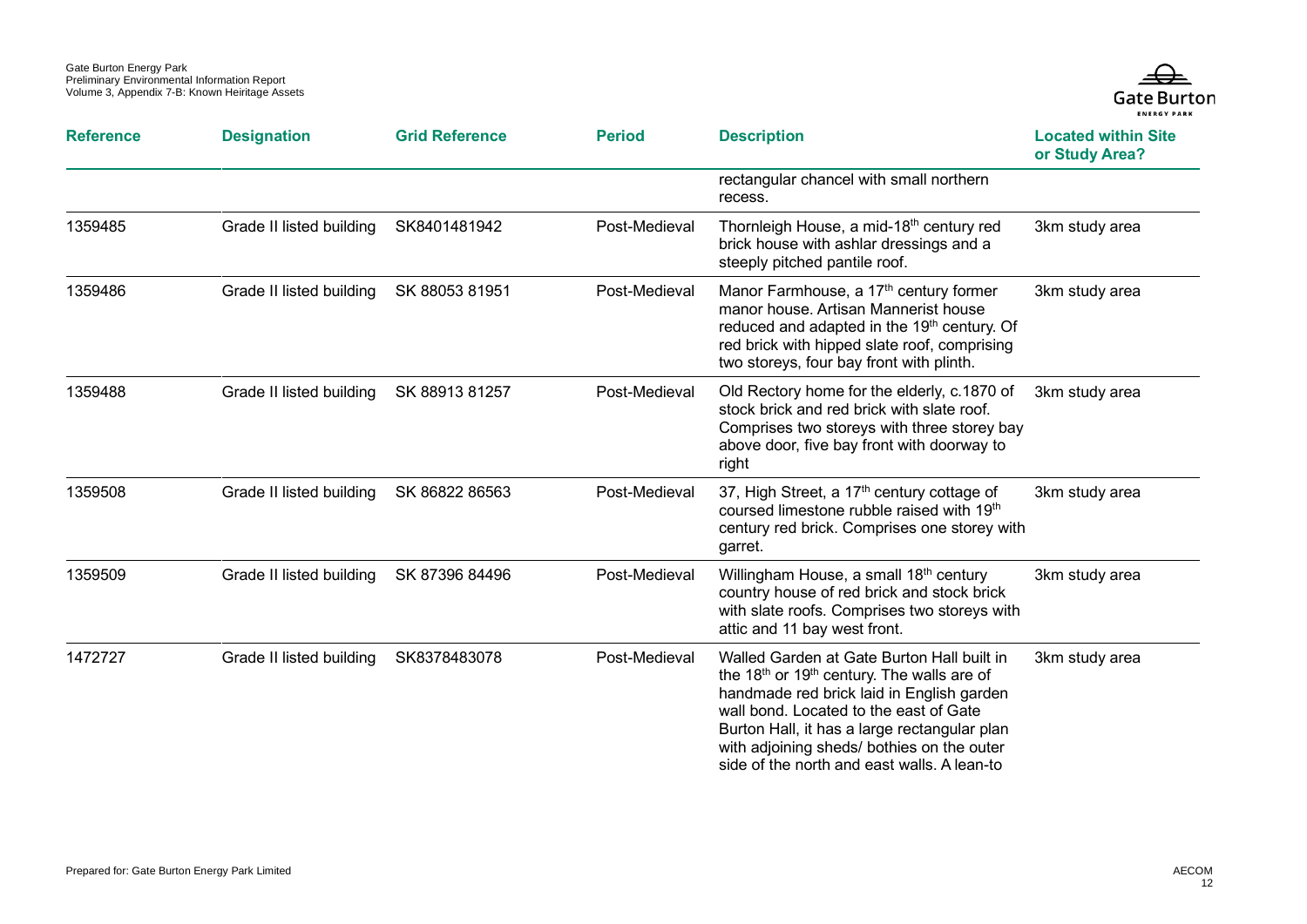| Reference | Designation | Grid Reference | Period | Description | Located within Site or Study Area? |
|---|---|---|---|---|---|
| | | | | rectangular chancel with small northern recess. | |
| 1359485 | Grade II listed building | SK8401481942 | Post-Medieval | Thornleigh House, a mid-18th century red brick house with ashlar dressings and a steeply pitched pantile roof. | 3km study area |
| 1359486 | Grade II listed building | SK 88053 81951 | Post-Medieval | Manor Farmhouse, a 17th century former manor house. Artisan Mannerist house reduced and adapted in the 19th century. Of red brick with hipped slate roof, comprising two storeys, four bay front with plinth. | 3km study area |
| 1359488 | Grade II listed building | SK 88913 81257 | Post-Medieval | Old Rectory home for the elderly, c.1870 of stock brick and red brick with slate roof. Comprises two storeys with three storey bay above door, five bay front with doorway to right | 3km study area |
| 1359508 | Grade II listed building | SK 86822 86563 | Post-Medieval | 37, High Street, a 17th century cottage of coursed limestone rubble raised with 19th century red brick. Comprises one storey with garret. | 3km study area |
| 1359509 | Grade II listed building | SK 87396 84496 | Post-Medieval | Willingham House, a small 18th century country house of red brick and stock brick with slate roofs. Comprises two storeys with attic and 11 bay west front. | 3km study area |
| 1472727 | Grade II listed building | SK8378483078 | Post-Medieval | Walled Garden at Gate Burton Hall built in the 18th or 19th century. The walls are of handmade red brick laid in English garden wall bond. Located to the east of Gate Burton Hall, it has a large rectangular plan with adjoining sheds/ bothies on the outer side of the north and east walls. A lean-to | 3km study area |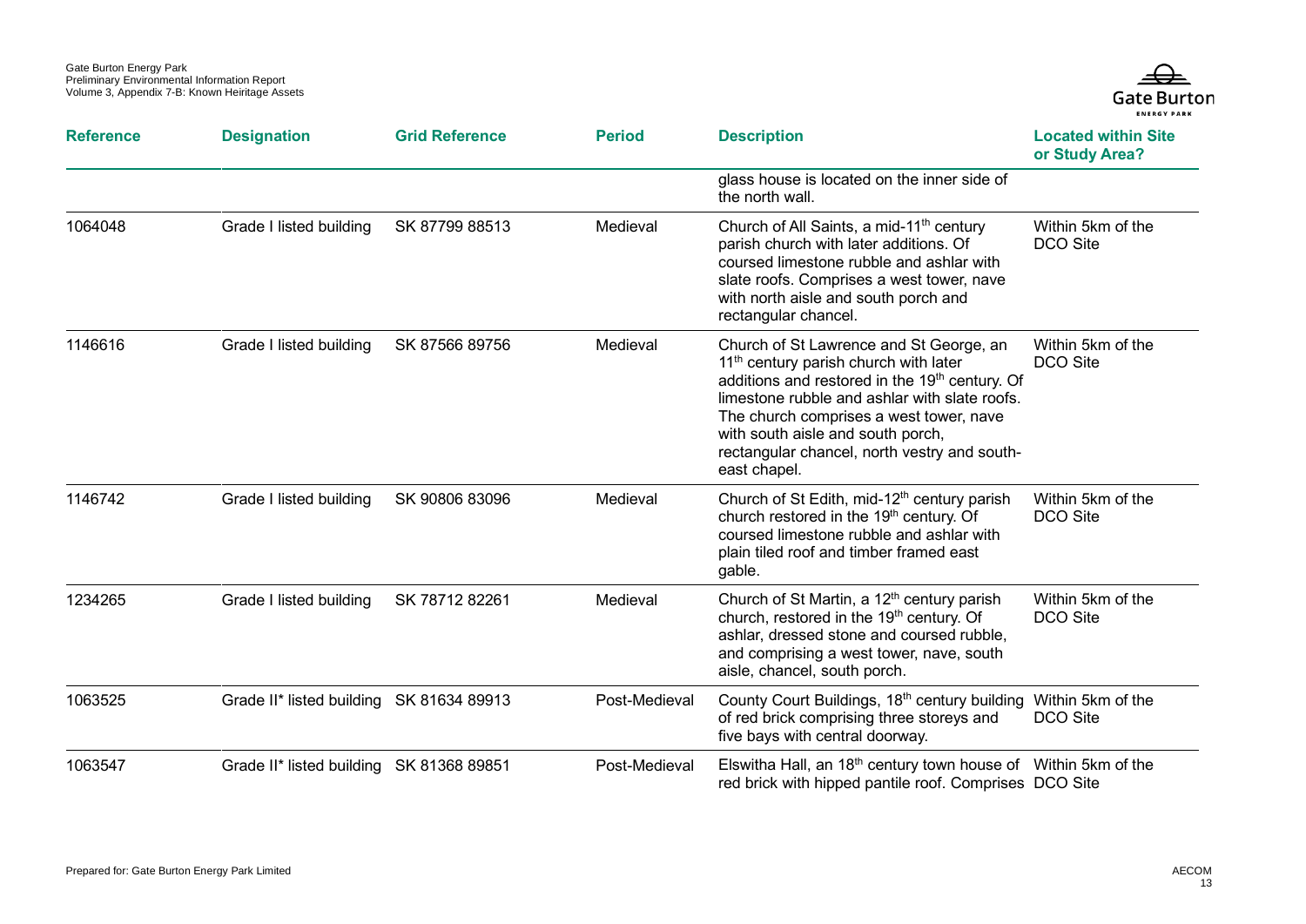| Reference | Designation | Grid Reference | Period | Description | Located within Site or Study Area? |
|---|---|---|---|---|---|
| | | | | glass house is located on the inner side of the north wall. | |
| 1064048 | Grade I listed building | SK 87799 88513 | Medieval | Church of All Saints, a mid-11th century parish church with later additions. Of coursed limestone rubble and ashlar with slate roofs. Comprises a west tower, nave with north aisle and south porch and rectangular chancel. | Within 5km of the DCO Site |
| 1146616 | Grade I listed building | SK 87566 89756 | Medieval | Church of St Lawrence and St George, an 11th century parish church with later additions and restored in the 19th century. Of limestone rubble and ashlar with slate roofs. The church comprises a west tower, nave with south aisle and south porch, rectangular chancel, north vestry and south-east chapel. | Within 5km of the DCO Site |
| 1146742 | Grade I listed building | SK 90806 83096 | Medieval | Church of St Edith, mid-12th century parish church restored in the 19th century. Of coursed limestone rubble and ashlar with plain tiled roof and timber framed east gable. | Within 5km of the DCO Site |
| 1234265 | Grade I listed building | SK 78712 82261 | Medieval | Church of St Martin, a 12th century parish church, restored in the 19th century. Of ashlar, dressed stone and coursed rubble, and comprising a west tower, nave, south aisle, chancel, south porch. | Within 5km of the DCO Site |
| 1063525 | Grade II* listed building | SK 81634 89913 | Post-Medieval | County Court Buildings, 18th century building of red brick comprising three storeys and five bays with central doorway. | Within 5km of the DCO Site |
| 1063547 | Grade II* listed building | SK 81368 89851 | Post-Medieval | Elswitha Hall, an 18th century town house of red brick with hipped pantile roof. Comprises | Within 5km of the DCO Site |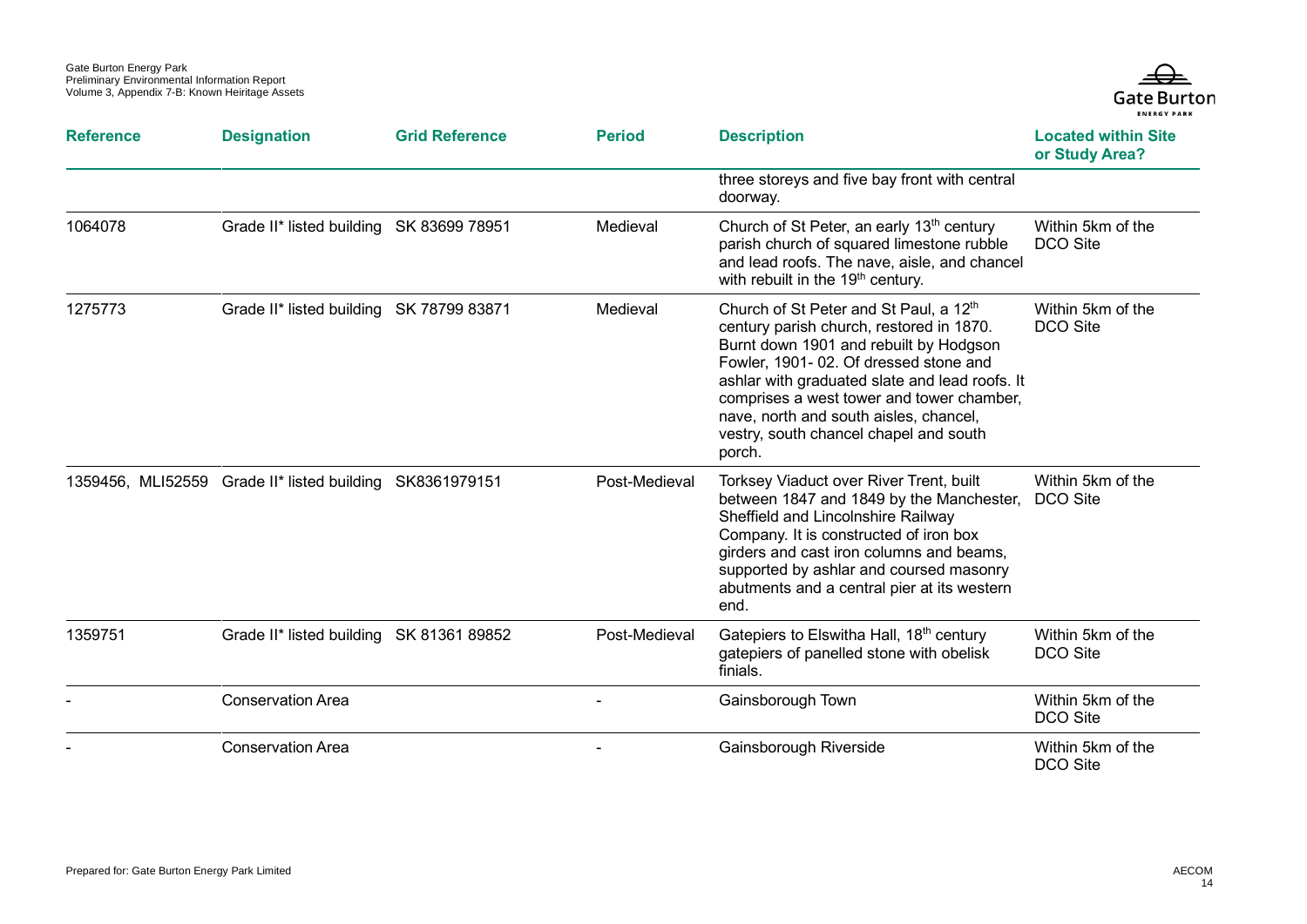| Reference | Designation | Grid Reference | Period | Description | Located within Site or Study Area? |
|---|---|---|---|---|---|
| | | | | three storeys and five bay front with central doorway. | |
| 1064078 | Grade II* listed building | SK 83699 78951 | Medieval | Church of St Peter, an early 13th century parish church of squared limestone rubble and lead roofs. The nave, aisle, and chancel with rebuilt in the 19th century. | Within 5km of the DCO Site |
| 1275773 | Grade II* listed building | SK 78799 83871 | Medieval | Church of St Peter and St Paul, a 12th century parish church, restored in 1870. Burnt down 1901 and rebuilt by Hodgson Fowler, 1901- 02. Of dressed stone and ashlar with graduated slate and lead roofs. It comprises a west tower and tower chamber, nave, north and south aisles, chancel, vestry, south chancel chapel and south porch. | Within 5km of the DCO Site |
| 1359456, MLI52559 | Grade II* listed building | SK8361979151 | Post-Medieval | Torksey Viaduct over River Trent, built between 1847 and 1849 by the Manchester, Sheffield and Lincolnshire Railway Company. It is constructed of iron box girders and cast iron columns and beams, supported by ashlar and coursed masonry abutments and a central pier at its western end. | Within 5km of the DCO Site |
| 1359751 | Grade II* listed building | SK 81361 89852 | Post-Medieval | Gatepiers to Elswitha Hall, 18th century gatepiers of panelled stone with obelisk finials. | Within 5km of the DCO Site |
| - | Conservation Area | | - | Gainsborough Town | Within 5km of the DCO Site |
| - | Conservation Area | | - | Gainsborough Riverside | Within 5km of the DCO Site |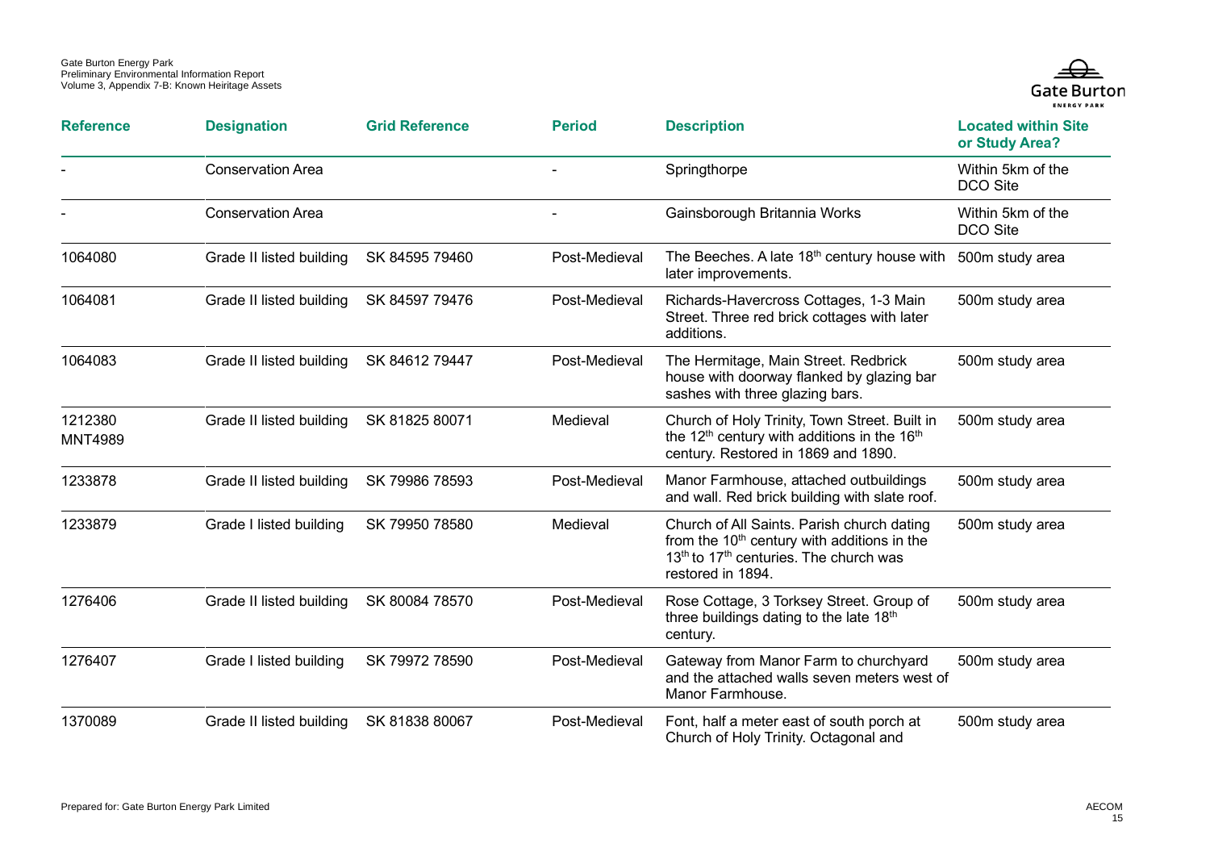| Reference | Designation | Grid Reference | Period | Description | Located within Site or Study Area? |
|---|---|---|---|---|---|
| - | Conservation Area | | - | Springthorpe | Within 5km of the DCO Site |
| - | Conservation Area | | - | Gainsborough Britannia Works | Within 5km of the DCO Site |
| 1064080 | Grade II listed building | SK 84595 79460 | Post-Medieval | The Beeches. A late 18th century house with later improvements. | 500m study area |
| 1064081 | Grade II listed building | SK 84597 79476 | Post-Medieval | Richards-Havercross Cottages, 1-3 Main Street. Three red brick cottages with later additions. | 500m study area |
| 1064083 | Grade II listed building | SK 84612 79447 | Post-Medieval | The Hermitage, Main Street. Redbrick house with doorway flanked by glazing bar sashes with three glazing bars. | 500m study area |
| 1212380 MNT4989 | Grade II listed building | SK 81825 80071 | Medieval | Church of Holy Trinity, Town Street. Built in the 12th century with additions in the 16th century. Restored in 1869 and 1890. | 500m study area |
| 1233878 | Grade II listed building | SK 79986 78593 | Post-Medieval | Manor Farmhouse, attached outbuildings and wall. Red brick building with slate roof. | 500m study area |
| 1233879 | Grade I listed building | SK 79950 78580 | Medieval | Church of All Saints. Parish church dating from the 10th century with additions in the 13th to 17th centuries. The church was restored in 1894. | 500m study area |
| 1276406 | Grade II listed building | SK 80084 78570 | Post-Medieval | Rose Cottage, 3 Torksey Street. Group of three buildings dating to the late 18th century. | 500m study area |
| 1276407 | Grade I listed building | SK 79972 78590 | Post-Medieval | Gateway from Manor Farm to churchyard and the attached walls seven meters west of Manor Farmhouse. | 500m study area |
| 1370089 | Grade II listed building | SK 81838 80067 | Post-Medieval | Font, half a meter east of south porch at Church of Holy Trinity. Octagonal and | 500m study area |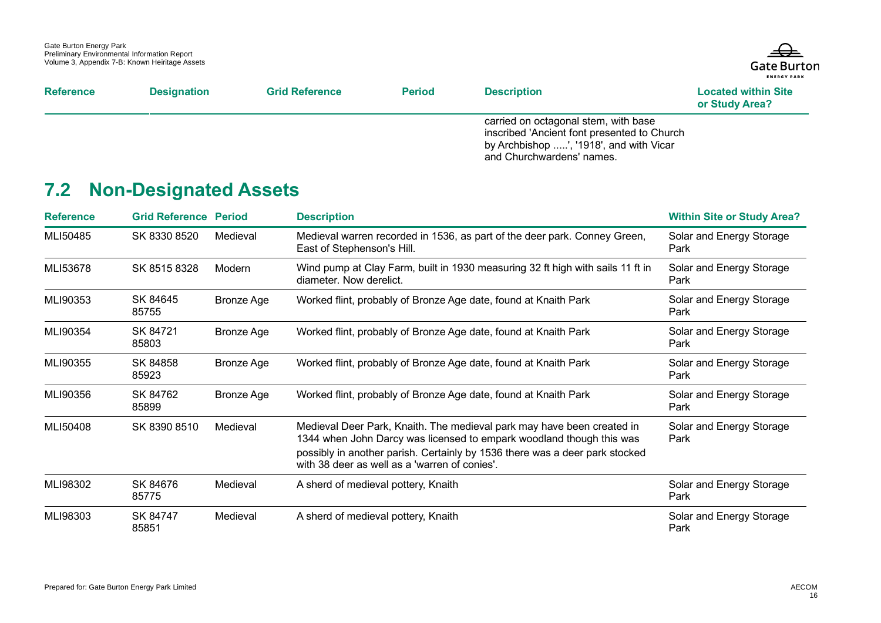| Reference | Designation | Grid Reference | Period | Description | Located within Site or Study Area? |
|---|---|---|---|---|---|
| | | | | carried on octagonal stem, with base inscribed 'Ancient font presented to Church by Archbishop .....', '1918', and with Vicar and Churchwardens' names. | |

## 7.2 Non-Designated Assets

| Reference | Grid Reference | Period | Description | Within Site or Study Area? |
|---|---|---|---|---|
| MLI50485 | SK 8330 8520 | Medieval | Medieval warren recorded in 1536, as part of the deer park. Conney Green, East of Stephenson's Hill. | Solar and Energy Storage Park |
| MLI53678 | SK 8515 8328 | Modern | Wind pump at Clay Farm, built in 1930 measuring 32 ft high with sails 11 ft in diameter. Now derelict. | Solar and Energy Storage Park |
| MLI90353 | SK 84645 85755 | Bronze Age | Worked flint, probably of Bronze Age date, found at Knaith Park | Solar and Energy Storage Park |
| MLI90354 | SK 84721 85803 | Bronze Age | Worked flint, probably of Bronze Age date, found at Knaith Park | Solar and Energy Storage Park |
| MLI90355 | SK 84858 85923 | Bronze Age | Worked flint, probably of Bronze Age date, found at Knaith Park | Solar and Energy Storage Park |
| MLI90356 | SK 84762 85899 | Bronze Age | Worked flint, probably of Bronze Age date, found at Knaith Park | Solar and Energy Storage Park |
| MLI50408 | SK 8390 8510 | Medieval | Medieval Deer Park, Knaith. The medieval park may have been created in 1344 when John Darcy was licensed to empark woodland though this was possibly in another parish. Certainly by 1536 there was a deer park stocked with 38 deer as well as a 'warren of conies'. | Solar and Energy Storage Park |
| MLI98302 | SK 84676 85775 | Medieval | A sherd of medieval pottery, Knaith | Solar and Energy Storage Park |
| MLI98303 | SK 84747 85851 | Medieval | A sherd of medieval pottery, Knaith | Solar and Energy Storage Park |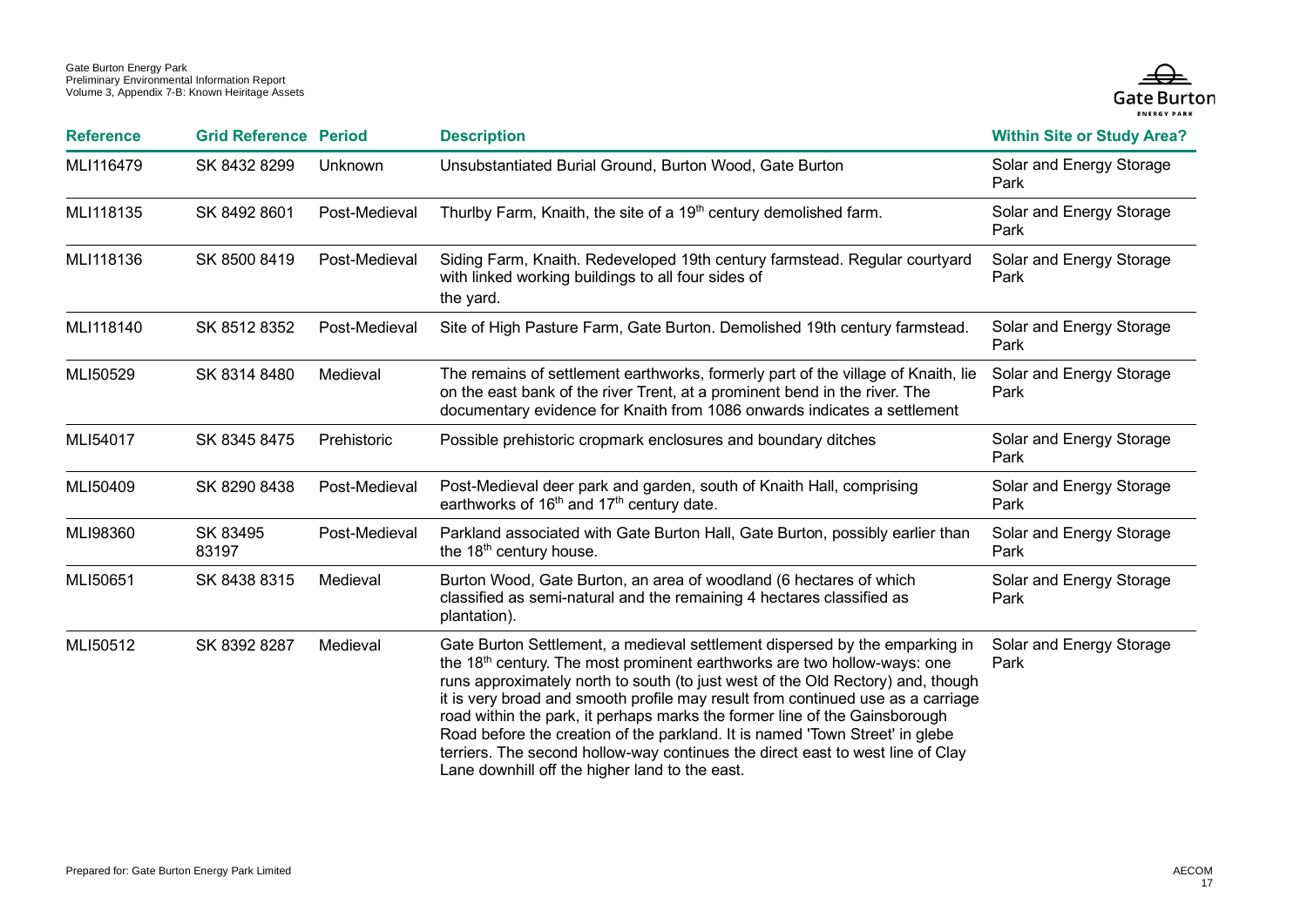| Reference | Grid Reference | Period | Description | Within Site or Study Area? |
|---|---|---|---|---|
| MLI116479 | SK 8432 8299 | Unknown | Unsubstantiated Burial Ground, Burton Wood, Gate Burton | Solar and Energy Storage Park |
| MLI118135 | SK 8492 8601 | Post-Medieval | Thurlby Farm, Knaith, the site of a 19th century demolished farm. | Solar and Energy Storage Park |
| MLI118136 | SK 8500 8419 | Post-Medieval | Siding Farm, Knaith. Redeveloped 19th century farmstead. Regular courtyard with linked working buildings to all four sides of the yard. | Solar and Energy Storage Park |
| MLI118140 | SK 8512 8352 | Post-Medieval | Site of High Pasture Farm, Gate Burton. Demolished 19th century farmstead. | Solar and Energy Storage Park |
| MLI50529 | SK 8314 8480 | Medieval | The remains of settlement earthworks, formerly part of the village of Knaith, lie on the east bank of the river Trent, at a prominent bend in the river. The documentary evidence for Knaith from 1086 onwards indicates a settlement | Solar and Energy Storage Park |
| MLI54017 | SK 8345 8475 | Prehistoric | Possible prehistoric cropmark enclosures and boundary ditches | Solar and Energy Storage Park |
| MLI50409 | SK 8290 8438 | Post-Medieval | Post-Medieval deer park and garden, south of Knaith Hall, comprising earthworks of 16th and 17th century date. | Solar and Energy Storage Park |
| MLI98360 | SK 83495 83197 | Post-Medieval | Parkland associated with Gate Burton Hall, Gate Burton, possibly earlier than the 18th century house. | Solar and Energy Storage Park |
| MLI50651 | SK 8438 8315 | Medieval | Burton Wood, Gate Burton, an area of woodland (6 hectares of which classified as semi-natural and the remaining 4 hectares classified as plantation). | Solar and Energy Storage Park |
| MLI50512 | SK 8392 8287 | Medieval | Gate Burton Settlement, a medieval settlement dispersed by the emparking in the 18th century. The most prominent earthworks are two hollow-ways: one runs approximately north to south (to just west of the Old Rectory) and, though it is very broad and smooth profile may result from continued use as a carriage road within the park, it perhaps marks the former line of the Gainsborough Road before the creation of the parkland. It is named 'Town Street' in glebe terriers. The second hollow-way continues the direct east to west line of Clay Lane downhill off the higher land to the east. | Solar and Energy Storage Park |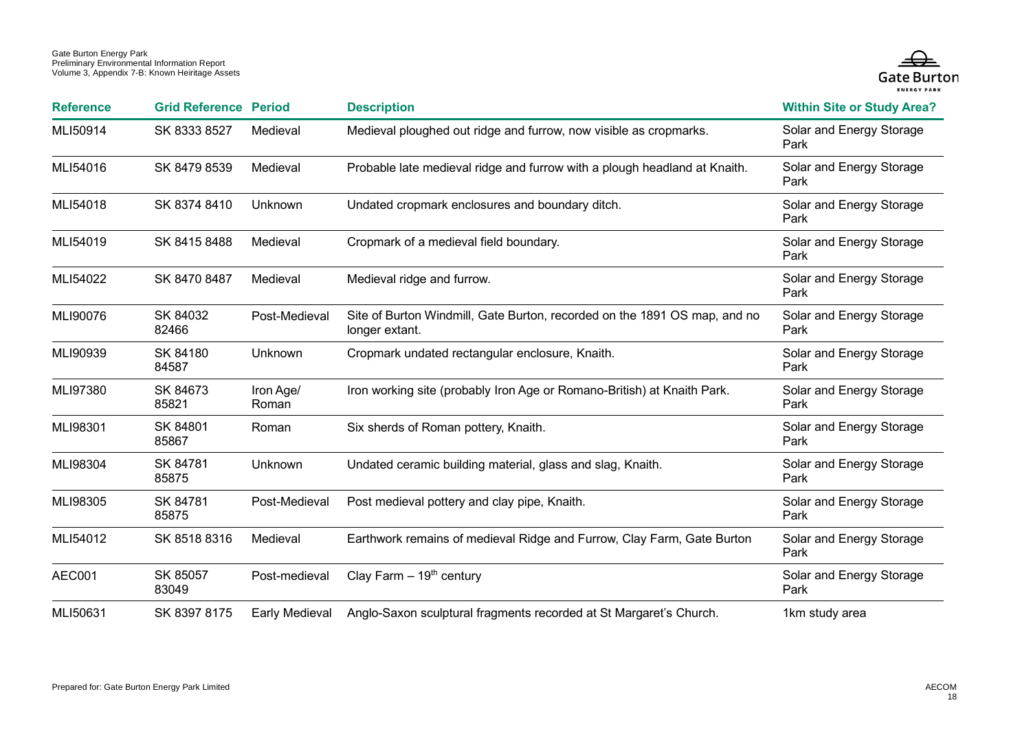| Reference | Grid Reference | Period | Description | Within Site or Study Area? |
|---|---|---|---|---|
| MLI50914 | SK 8333 8527 | Medieval | Medieval ploughed out ridge and furrow, now visible as cropmarks. | Solar and Energy Storage Park |
| MLI54016 | SK 8479 8539 | Medieval | Probable late medieval ridge and furrow with a plough headland at Knaith. | Solar and Energy Storage Park |
| MLI54018 | SK 8374 8410 | Unknown | Undated cropmark enclosures and boundary ditch. | Solar and Energy Storage Park |
| MLI54019 | SK 8415 8488 | Medieval | Cropmark of a medieval field boundary. | Solar and Energy Storage Park |
| MLI54022 | SK 8470 8487 | Medieval | Medieval ridge and furrow. | Solar and Energy Storage Park |
| MLI90076 | SK 84032 82466 | Post-Medieval | Site of Burton Windmill, Gate Burton, recorded on the 1891 OS map, and no longer extant. | Solar and Energy Storage Park |
| MLI90939 | SK 84180 84587 | Unknown | Cropmark undated rectangular enclosure, Knaith. | Solar and Energy Storage Park |
| MLI97380 | SK 84673 85821 | Iron Age/ Roman | Iron working site (probably Iron Age or Romano-British) at Knaith Park. | Solar and Energy Storage Park |
| MLI98301 | SK 84801 85867 | Roman | Six sherds of Roman pottery, Knaith. | Solar and Energy Storage Park |
| MLI98304 | SK 84781 85875 | Unknown | Undated ceramic building material, glass and slag, Knaith. | Solar and Energy Storage Park |
| MLI98305 | SK 84781 85875 | Post-Medieval | Post medieval pottery and clay pipe, Knaith. | Solar and Energy Storage Park |
| MLI54012 | SK 8518 8316 | Medieval | Earthwork remains of medieval Ridge and Furrow, Clay Farm, Gate Burton | Solar and Energy Storage Park |
| AEC001 | SK 85057 83049 | Post-medieval | Clay Farm – 19th century | Solar and Energy Storage Park |
| MLI50631 | SK 8397 8175 | Early Medieval | Anglo-Saxon sculptural fragments recorded at St Margaret's Church. | 1km study area |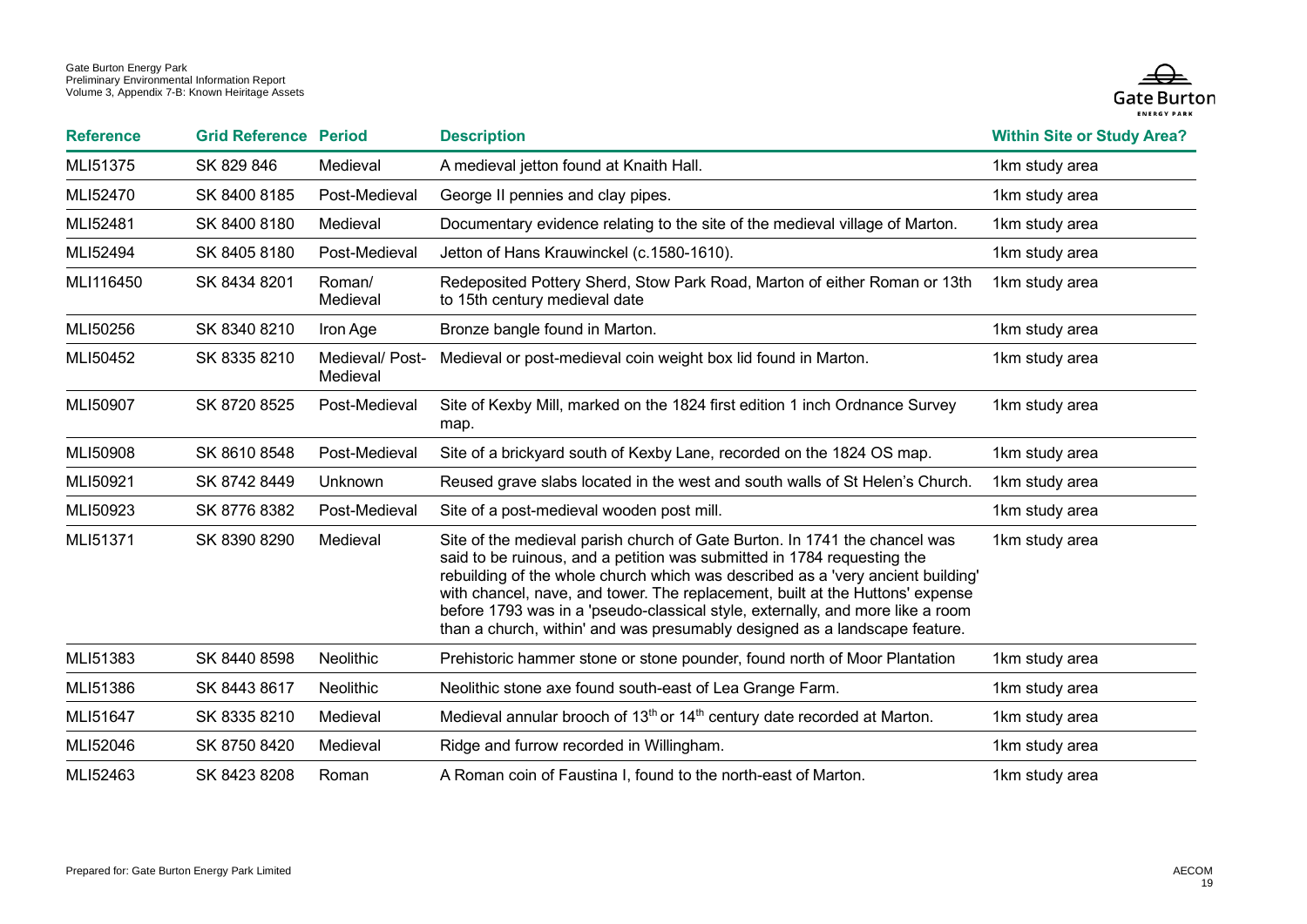| Reference | Grid Reference | Period | Description | Within Site or Study Area? |
|---|---|---|---|---|
| MLI51375 | SK 829 846 | Medieval | A medieval jetton found at Knaith Hall. | 1km study area |
| MLI52470 | SK 8400 8185 | Post-Medieval | George II pennies and clay pipes. | 1km study area |
| MLI52481 | SK 8400 8180 | Medieval | Documentary evidence relating to the site of the medieval village of Marton. | 1km study area |
| MLI52494 | SK 8405 8180 | Post-Medieval | Jetton of Hans Krauwinckel (c.1580-1610). | 1km study area |
| MLI116450 | SK 8434 8201 | Roman/ Medieval | Redeposited Pottery Sherd, Stow Park Road, Marton of either Roman or 13th to 15th century medieval date | 1km study area |
| MLI50256 | SK 8340 8210 | Iron Age | Bronze bangle found in Marton. | 1km study area |
| MLI50452 | SK 8335 8210 | Medieval/ Post-Medieval | Medieval or post-medieval coin weight box lid found in Marton. | 1km study area |
| MLI50907 | SK 8720 8525 | Post-Medieval | Site of Kexby Mill, marked on the 1824 first edition 1 inch Ordnance Survey map. | 1km study area |
| MLI50908 | SK 8610 8548 | Post-Medieval | Site of a brickyard south of Kexby Lane, recorded on the 1824 OS map. | 1km study area |
| MLI50921 | SK 8742 8449 | Unknown | Reused grave slabs located in the west and south walls of St Helen's Church. | 1km study area |
| MLI50923 | SK 8776 8382 | Post-Medieval | Site of a post-medieval wooden post mill. | 1km study area |
| MLI51371 | SK 8390 8290 | Medieval | Site of the medieval parish church of Gate Burton. In 1741 the chancel was said to be ruinous, and a petition was submitted in 1784 requesting the rebuilding of the whole church which was described as a 'very ancient building' with chancel, nave, and tower. The replacement, built at the Huttons' expense before 1793 was in a 'pseudo-classical style, externally, and more like a room than a church, within' and was presumably designed as a landscape feature. | 1km study area |
| MLI51383 | SK 8440 8598 | Neolithic | Prehistoric hammer stone or stone pounder, found north of Moor Plantation | 1km study area |
| MLI51386 | SK 8443 8617 | Neolithic | Neolithic stone axe found south-east of Lea Grange Farm. | 1km study area |
| MLI51647 | SK 8335 8210 | Medieval | Medieval annular brooch of 13th or 14th century date recorded at Marton. | 1km study area |
| MLI52046 | SK 8750 8420 | Medieval | Ridge and furrow recorded in Willingham. | 1km study area |
| MLI52463 | SK 8423 8208 | Roman | A Roman coin of Faustina I, found to the north-east of Marton. | 1km study area |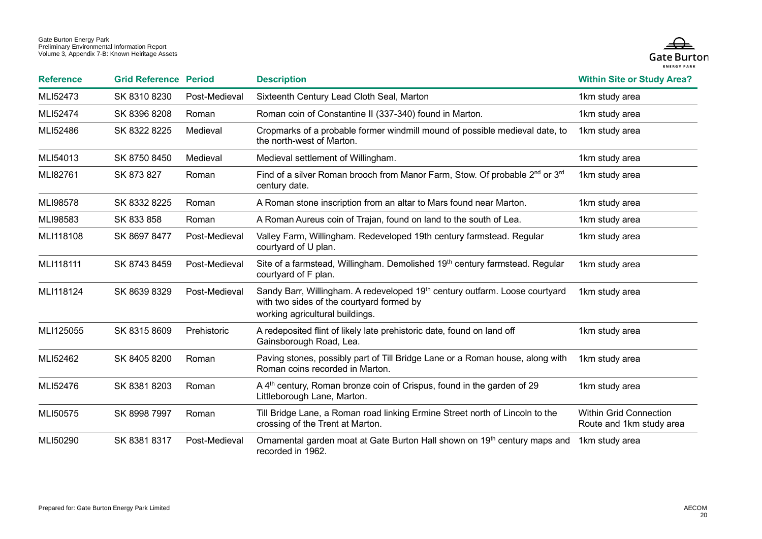| Reference | Grid Reference | Period | Description | Within Site or Study Area? |
|---|---|---|---|---|
| MLI52473 | SK 8310 8230 | Post-Medieval | Sixteenth Century Lead Cloth Seal, Marton | 1km study area |
| MLI52474 | SK 8396 8208 | Roman | Roman coin of Constantine II (337-340) found in Marton. | 1km study area |
| MLI52486 | SK 8322 8225 | Medieval | Cropmarks of a probable former windmill mound of possible medieval date, to the north-west of Marton. | 1km study area |
| MLI54013 | SK 8750 8450 | Medieval | Medieval settlement of Willingham. | 1km study area |
| MLI82761 | SK 873 827 | Roman | Find of a silver Roman brooch from Manor Farm, Stow. Of probable 2nd or 3rd century date. | 1km study area |
| MLI98578 | SK 8332 8225 | Roman | A Roman stone inscription from an altar to Mars found near Marton. | 1km study area |
| MLI98583 | SK 833 858 | Roman | A Roman Aureus coin of Trajan, found on land to the south of Lea. | 1km study area |
| MLI118108 | SK 8697 8477 | Post-Medieval | Valley Farm, Willingham. Redeveloped 19th century farmstead. Regular courtyard of U plan. | 1km study area |
| MLI118111 | SK 8743 8459 | Post-Medieval | Site of a farmstead, Willingham. Demolished 19th century farmstead. Regular courtyard of F plan. | 1km study area |
| MLI118124 | SK 8639 8329 | Post-Medieval | Sandy Barr, Willingham. A redeveloped 19th century outfarm. Loose courtyard with two sides of the courtyard formed by working agricultural buildings. | 1km study area |
| MLI125055 | SK 8315 8609 | Prehistoric | A redeposited flint of likely late prehistoric date, found on land off Gainsborough Road, Lea. | 1km study area |
| MLI52462 | SK 8405 8200 | Roman | Paving stones, possibly part of Till Bridge Lane or a Roman house, along with Roman coins recorded in Marton. | 1km study area |
| MLI52476 | SK 8381 8203 | Roman | A 4th century, Roman bronze coin of Crispus, found in the garden of 29 Littleborough Lane, Marton. | 1km study area |
| MLI50575 | SK 8998 7997 | Roman | Till Bridge Lane, a Roman road linking Ermine Street north of Lincoln to the crossing of the Trent at Marton. | Within Grid Connection Route and 1km study area |
| MLI50290 | SK 8381 8317 | Post-Medieval | Ornamental garden moat at Gate Burton Hall shown on 19th century maps and recorded in 1962. | 1km study area |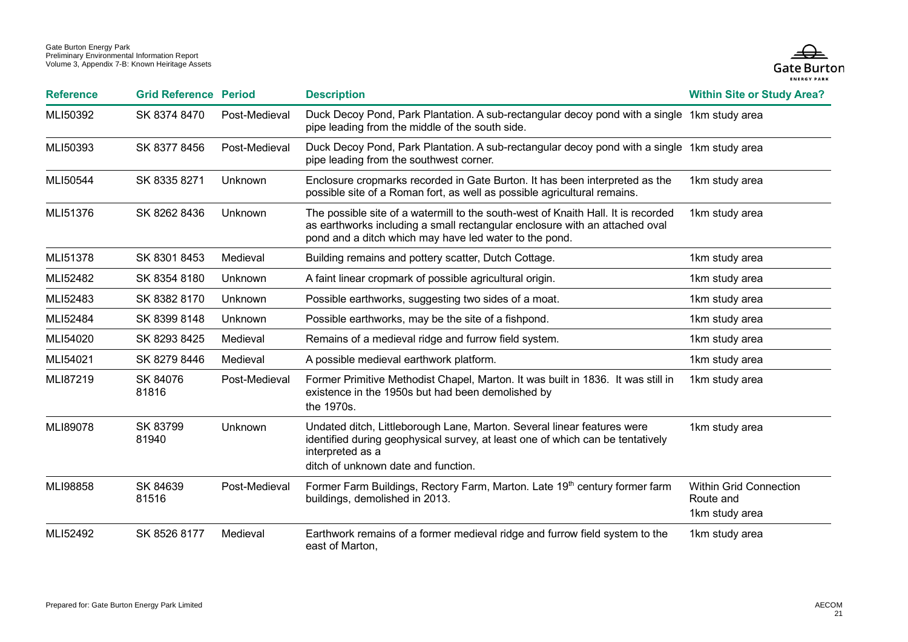| Reference | Grid Reference | Period | Description | Within Site or Study Area? |
|---|---|---|---|---|
| MLI50392 | SK 8374 8470 | Post-Medieval | Duck Decoy Pond, Park Plantation. A sub-rectangular decoy pond with a single pipe leading from the middle of the south side. | 1km study area |
| MLI50393 | SK 8377 8456 | Post-Medieval | Duck Decoy Pond, Park Plantation. A sub-rectangular decoy pond with a single pipe leading from the southwest corner. | 1km study area |
| MLI50544 | SK 8335 8271 | Unknown | Enclosure cropmarks recorded in Gate Burton. It has been interpreted as the possible site of a Roman fort, as well as possible agricultural remains. | 1km study area |
| MLI51376 | SK 8262 8436 | Unknown | The possible site of a watermill to the south-west of Knaith Hall. It is recorded as earthworks including a small rectangular enclosure with an attached oval pond and a ditch which may have led water to the pond. | 1km study area |
| MLI51378 | SK 8301 8453 | Medieval | Building remains and pottery scatter, Dutch Cottage. | 1km study area |
| MLI52482 | SK 8354 8180 | Unknown | A faint linear cropmark of possible agricultural origin. | 1km study area |
| MLI52483 | SK 8382 8170 | Unknown | Possible earthworks, suggesting two sides of a moat. | 1km study area |
| MLI52484 | SK 8399 8148 | Unknown | Possible earthworks, may be the site of a fishpond. | 1km study area |
| MLI54020 | SK 8293 8425 | Medieval | Remains of a medieval ridge and furrow field system. | 1km study area |
| MLI54021 | SK 8279 8446 | Medieval | A possible medieval earthwork platform. | 1km study area |
| MLI87219 | SK 84076 81816 | Post-Medieval | Former Primitive Methodist Chapel, Marton. It was built in 1836. It was still in existence in the 1950s but had been demolished by the 1970s. | 1km study area |
| MLI89078 | SK 83799 81940 | Unknown | Undated ditch, Littleborough Lane, Marton. Several linear features were identified during geophysical survey, at least one of which can be tentatively interpreted as a ditch of unknown date and function. | 1km study area |
| MLI98858 | SK 84639 81516 | Post-Medieval | Former Farm Buildings, Rectory Farm, Marton. Late 19th century former farm buildings, demolished in 2013. | Within Grid Connection Route and 1km study area |
| MLI52492 | SK 8526 8177 | Medieval | Earthwork remains of a former medieval ridge and furrow field system to the east of Marton, | 1km study area |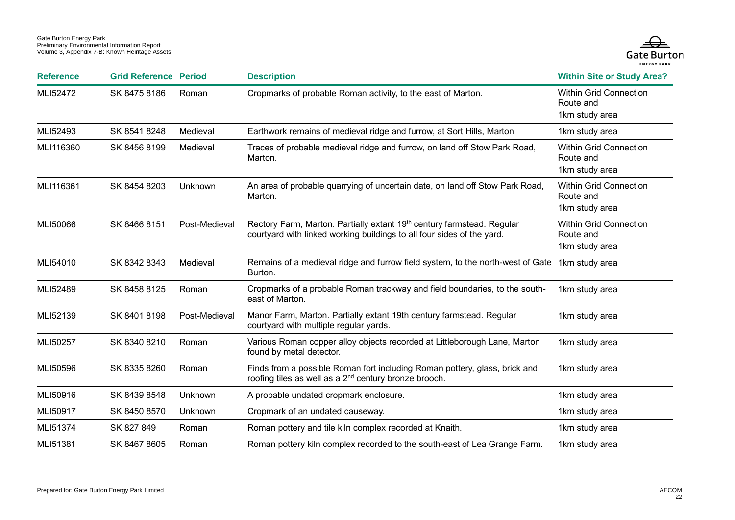| Reference | Grid Reference | Period | Description | Within Site or Study Area? |
|---|---|---|---|---|
| MLI52472 | SK 8475 8186 | Roman | Cropmarks of probable Roman activity, to the east of Marton. | Within Grid Connection Route and 1km study area |
| MLI52493 | SK 8541 8248 | Medieval | Earthwork remains of medieval ridge and furrow, at Sort Hills, Marton | 1km study area |
| MLI116360 | SK 8456 8199 | Medieval | Traces of probable medieval ridge and furrow, on land off Stow Park Road, Marton. | Within Grid Connection Route and 1km study area |
| MLI116361 | SK 8454 8203 | Unknown | An area of probable quarrying of uncertain date, on land off Stow Park Road, Marton. | Within Grid Connection Route and 1km study area |
| MLI50066 | SK 8466 8151 | Post-Medieval | Rectory Farm, Marton. Partially extant 19th century farmstead. Regular courtyard with linked working buildings to all four sides of the yard. | Within Grid Connection Route and 1km study area |
| MLI54010 | SK 8342 8343 | Medieval | Remains of a medieval ridge and furrow field system, to the north-west of Gate Burton. | 1km study area |
| MLI52489 | SK 8458 8125 | Roman | Cropmarks of a probable Roman trackway and field boundaries, to the south-east of Marton. | 1km study area |
| MLI52139 | SK 8401 8198 | Post-Medieval | Manor Farm, Marton. Partially extant 19th century farmstead. Regular courtyard with multiple regular yards. | 1km study area |
| MLI50257 | SK 8340 8210 | Roman | Various Roman copper alloy objects recorded at Littleborough Lane, Marton found by metal detector. | 1km study area |
| MLI50596 | SK 8335 8260 | Roman | Finds from a possible Roman fort including Roman pottery, glass, brick and roofing tiles as well as a 2nd century bronze brooch. | 1km study area |
| MLI50916 | SK 8439 8548 | Unknown | A probable undated cropmark enclosure. | 1km study area |
| MLI50917 | SK 8450 8570 | Unknown | Cropmark of an undated causeway. | 1km study area |
| MLI51374 | SK 827 849 | Roman | Roman pottery and tile kiln complex recorded at Knaith. | 1km study area |
| MLI51381 | SK 8467 8605 | Roman | Roman pottery kiln complex recorded to the south-east of Lea Grange Farm. | 1km study area |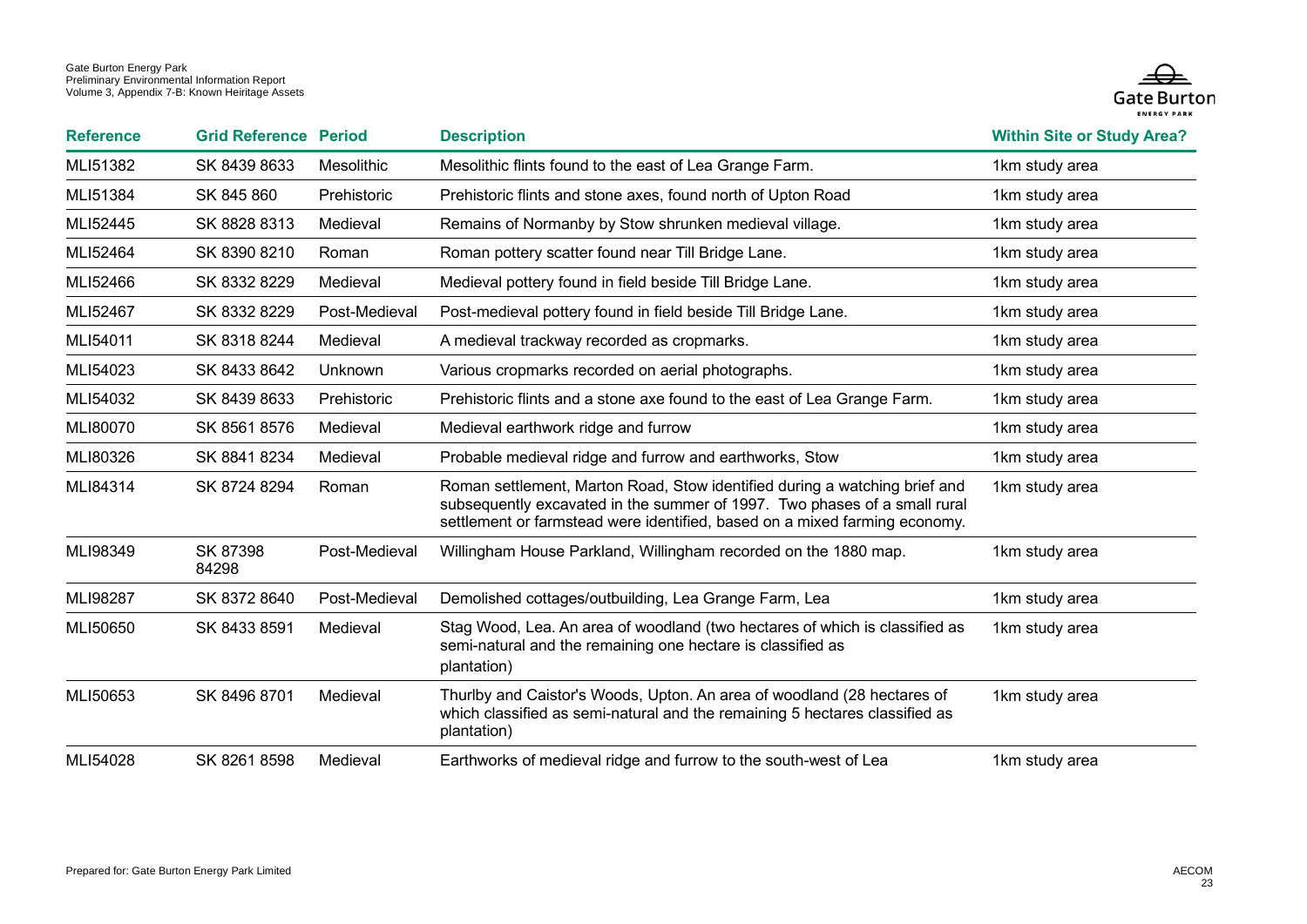| Reference | Grid Reference | Period | Description | Within Site or Study Area? |
|---|---|---|---|---|
| MLI51382 | SK 8439 8633 | Mesolithic | Mesolithic flints found to the east of Lea Grange Farm. | 1km study area |
| MLI51384 | SK 845 860 | Prehistoric | Prehistoric flints and stone axes, found north of Upton Road | 1km study area |
| MLI52445 | SK 8828 8313 | Medieval | Remains of Normanby by Stow shrunken medieval village. | 1km study area |
| MLI52464 | SK 8390 8210 | Roman | Roman pottery scatter found near Till Bridge Lane. | 1km study area |
| MLI52466 | SK 8332 8229 | Medieval | Medieval pottery found in field beside Till Bridge Lane. | 1km study area |
| MLI52467 | SK 8332 8229 | Post-Medieval | Post-medieval pottery found in field beside Till Bridge Lane. | 1km study area |
| MLI54011 | SK 8318 8244 | Medieval | A medieval trackway recorded as cropmarks. | 1km study area |
| MLI54023 | SK 8433 8642 | Unknown | Various cropmarks recorded on aerial photographs. | 1km study area |
| MLI54032 | SK 8439 8633 | Prehistoric | Prehistoric flints and a stone axe found to the east of Lea Grange Farm. | 1km study area |
| MLI80070 | SK 8561 8576 | Medieval | Medieval earthwork ridge and furrow | 1km study area |
| MLI80326 | SK 8841 8234 | Medieval | Probable medieval ridge and furrow and earthworks, Stow | 1km study area |
| MLI84314 | SK 8724 8294 | Roman | Roman settlement, Marton Road, Stow identified during a watching brief and subsequently excavated in the summer of 1997. Two phases of a small rural settlement or farmstead were identified, based on a mixed farming economy. | 1km study area |
| MLI98349 | SK 87398 84298 | Post-Medieval | Willingham House Parkland, Willingham recorded on the 1880 map. | 1km study area |
| MLI98287 | SK 8372 8640 | Post-Medieval | Demolished cottages/outbuilding, Lea Grange Farm, Lea | 1km study area |
| MLI50650 | SK 8433 8591 | Medieval | Stag Wood, Lea. An area of woodland (two hectares of which is classified as semi-natural and the remaining one hectare is classified as plantation) | 1km study area |
| MLI50653 | SK 8496 8701 | Medieval | Thurlby and Caistor's Woods, Upton. An area of woodland (28 hectares of which classified as semi-natural and the remaining 5 hectares classified as plantation) | 1km study area |
| MLI54028 | SK 8261 8598 | Medieval | Earthworks of medieval ridge and furrow to the south-west of Lea | 1km study area |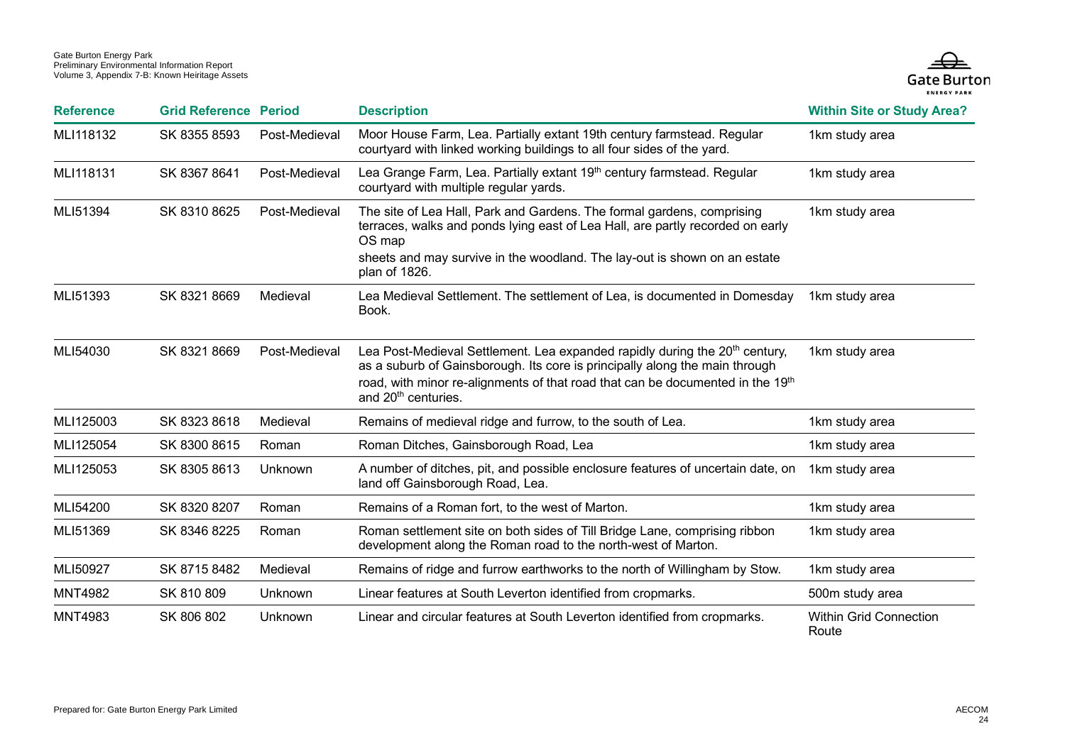| Reference | Grid Reference | Period | Description | Within Site or Study Area? |
|---|---|---|---|---|
| MLI118132 | SK 8355 8593 | Post-Medieval | Moor House Farm, Lea. Partially extant 19th century farmstead. Regular courtyard with linked working buildings to all four sides of the yard. | 1km study area |
| MLI118131 | SK 8367 8641 | Post-Medieval | Lea Grange Farm, Lea. Partially extant 19th century farmstead. Regular courtyard with multiple regular yards. | 1km study area |
| MLI51394 | SK 8310 8625 | Post-Medieval | The site of Lea Hall, Park and Gardens. The formal gardens, comprising terraces, walks and ponds lying east of Lea Hall, are partly recorded on early OS map sheets and may survive in the woodland. The lay-out is shown on an estate plan of 1826. | 1km study area |
| MLI51393 | SK 8321 8669 | Medieval | Lea Medieval Settlement. The settlement of Lea, is documented in Domesday Book. | 1km study area |
| MLI54030 | SK 8321 8669 | Post-Medieval | Lea Post-Medieval Settlement. Lea expanded rapidly during the 20th century, as a suburb of Gainsborough. Its core is principally along the main through road, with minor re-alignments of that road that can be documented in the 19th and 20th centuries. | 1km study area |
| MLI125003 | SK 8323 8618 | Medieval | Remains of medieval ridge and furrow, to the south of Lea. | 1km study area |
| MLI125054 | SK 8300 8615 | Roman | Roman Ditches, Gainsborough Road, Lea | 1km study area |
| MLI125053 | SK 8305 8613 | Unknown | A number of ditches, pit, and possible enclosure features of uncertain date, on land off Gainsborough Road, Lea. | 1km study area |
| MLI54200 | SK 8320 8207 | Roman | Remains of a Roman fort, to the west of Marton. | 1km study area |
| MLI51369 | SK 8346 8225 | Roman | Roman settlement site on both sides of Till Bridge Lane, comprising ribbon development along the Roman road to the north-west of Marton. | 1km study area |
| MLI50927 | SK 8715 8482 | Medieval | Remains of ridge and furrow earthworks to the north of Willingham by Stow. | 1km study area |
| MNT4982 | SK 810 809 | Unknown | Linear features at South Leverton identified from cropmarks. | 500m study area |
| MNT4983 | SK 806 802 | Unknown | Linear and circular features at South Leverton identified from cropmarks. | Within Grid Connection Route |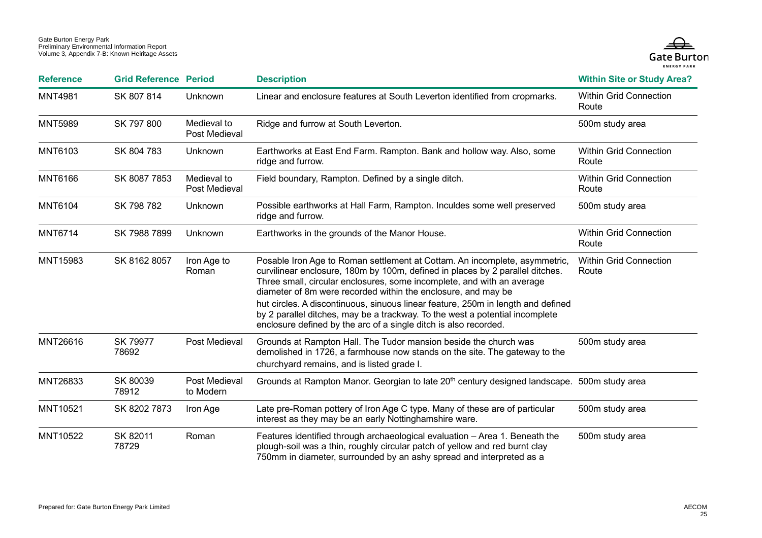| Reference | Grid Reference | Period | Description | Within Site or Study Area? |
|---|---|---|---|---|
| MNT4981 | SK 807 814 | Unknown | Linear and enclosure features at South Leverton identified from cropmarks. | Within Grid Connection Route |
| MNT5989 | SK 797 800 | Medieval to Post Medieval | Ridge and furrow at South Leverton. | 500m study area |
| MNT6103 | SK 804 783 | Unknown | Earthworks at East End Farm. Rampton. Bank and hollow way. Also, some ridge and furrow. | Within Grid Connection Route |
| MNT6166 | SK 8087 7853 | Medieval to Post Medieval | Field boundary, Rampton. Defined by a single ditch. | Within Grid Connection Route |
| MNT6104 | SK 798 782 | Unknown | Possible earthworks at Hall Farm, Rampton. Inculdes some well preserved ridge and furrow. | 500m study area |
| MNT6714 | SK 7988 7899 | Unknown | Earthworks in the grounds of the Manor House. | Within Grid Connection Route |
| MNT15983 | SK 8162 8057 | Iron Age to Roman | Posable Iron Age to Roman settlement at Cottam. An incomplete, asymmetric, curvilinear enclosure, 180m by 100m, defined in places by 2 parallel ditches. Three small, circular enclosures, some incomplete, and with an average diameter of 8m were recorded within the enclosure, and may be hut circles. A discontinuous, sinuous linear feature, 250m in length and defined by 2 parallel ditches, may be a trackway. To the west a potential incomplete enclosure defined by the arc of a single ditch is also recorded. | Within Grid Connection Route |
| MNT26616 | SK 79977 78692 | Post Medieval | Grounds at Rampton Hall. The Tudor mansion beside the church was demolished in 1726, a farmhouse now stands on the site. The gateway to the churchyard remains, and is listed grade I. | 500m study area |
| MNT26833 | SK 80039 78912 | Post Medieval to Modern | Grounds at Rampton Manor. Georgian to late 20th century designed landscape. | 500m study area |
| MNT10521 | SK 8202 7873 | Iron Age | Late pre-Roman pottery of Iron Age C type. Many of these are of particular interest as they may be an early Nottinghamshire ware. | 500m study area |
| MNT10522 | SK 82011 78729 | Roman | Features identified through archaeological evaluation – Area 1. Beneath the plough-soil was a thin, roughly circular patch of yellow and red burnt clay 750mm in diameter, surrounded by an ashy spread and interpreted as a | 500m study area |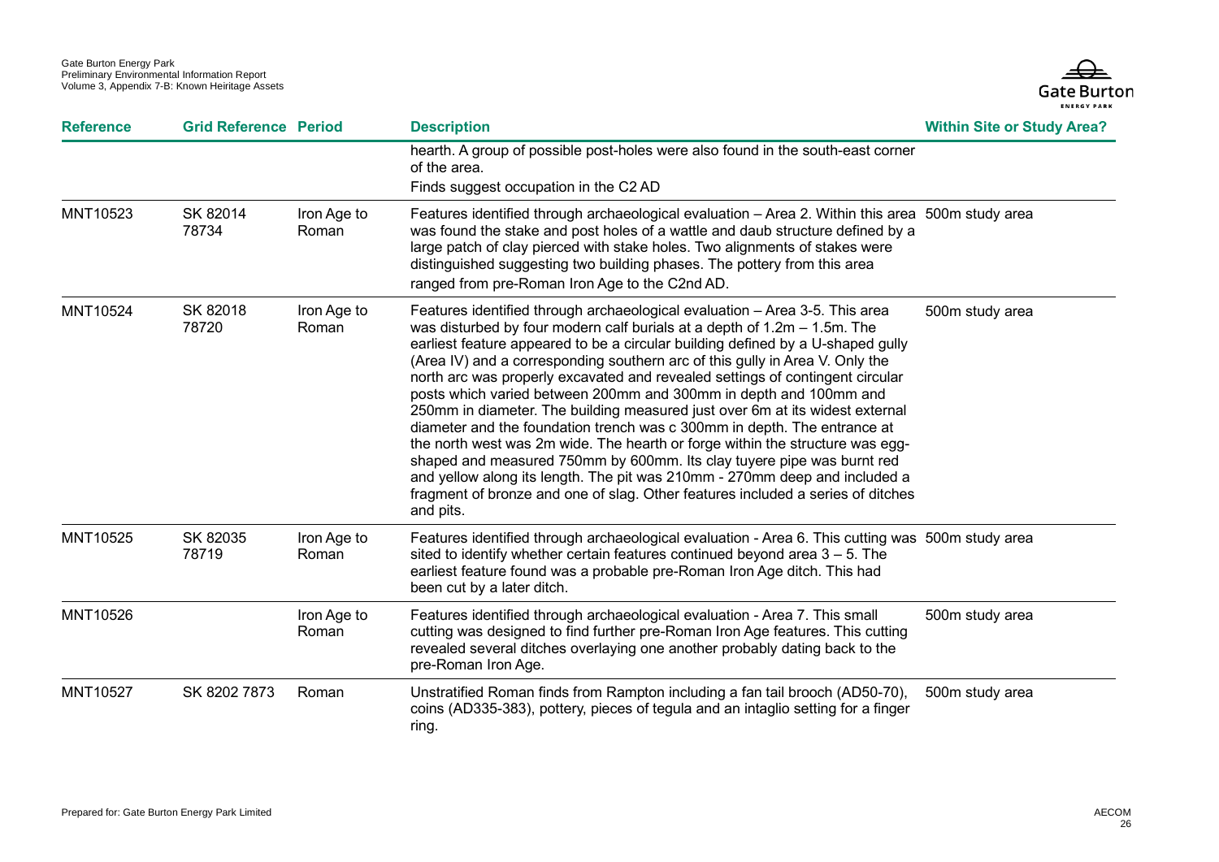| Reference | Grid Reference | Period | Description | Within Site or Study Area? |
|---|---|---|---|---|
| | | | hearth. A group of possible post-holes were also found in the south-east corner of the area. Finds suggest occupation in the C2 AD | |
| MNT10523 | SK 82014 78734 | Iron Age to Roman | Features identified through archaeological evaluation – Area 2. Within this area was found the stake and post holes of a wattle and daub structure defined by a large patch of clay pierced with stake holes. Two alignments of stakes were distinguished suggesting two building phases. The pottery from this area ranged from pre-Roman Iron Age to the C2nd AD. | 500m study area |
| MNT10524 | SK 82018 78720 | Iron Age to Roman | Features identified through archaeological evaluation – Area 3-5. This area was disturbed by four modern calf burials at a depth of 1.2m – 1.5m. The earliest feature appeared to be a circular building defined by a U-shaped gully (Area IV) and a corresponding southern arc of this gully in Area V. Only the north arc was properly excavated and revealed settings of contingent circular posts which varied between 200mm and 300mm in depth and 100mm and 250mm in diameter. The building measured just over 6m at its widest external diameter and the foundation trench was c 300mm in depth. The entrance at the north west was 2m wide. The hearth or forge within the structure was egg-shaped and measured 750mm by 600mm. Its clay tuyere pipe was burnt red and yellow along its length. The pit was 210mm - 270mm deep and included a fragment of bronze and one of slag. Other features included a series of ditches and pits. | 500m study area |
| MNT10525 | SK 82035 78719 | Iron Age to Roman | Features identified through archaeological evaluation - Area 6. This cutting was sited to identify whether certain features continued beyond area 3 – 5. The earliest feature found was a probable pre-Roman Iron Age ditch. This had been cut by a later ditch. | 500m study area |
| MNT10526 | | Iron Age to Roman | Features identified through archaeological evaluation - Area 7. This small cutting was designed to find further pre-Roman Iron Age features. This cutting revealed several ditches overlaying one another probably dating back to the pre-Roman Iron Age. | 500m study area |
| MNT10527 | SK 8202 7873 | Roman | Unstratified Roman finds from Rampton including a fan tail brooch (AD50-70), coins (AD335-383), pottery, pieces of tegula and an intaglio setting for a finger ring. | 500m study area |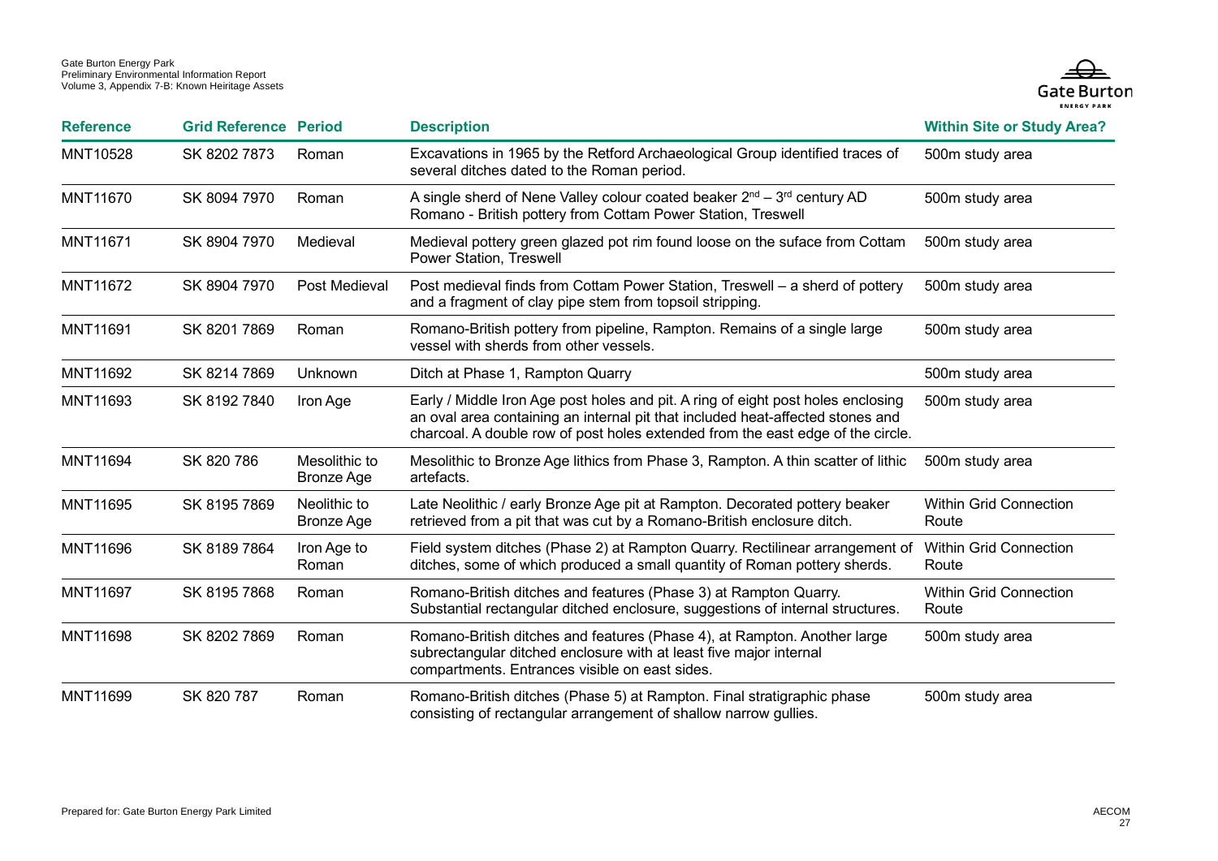| Reference | Grid Reference | Period | Description | Within Site or Study Area? |
|---|---|---|---|---|
| MNT10528 | SK 8202 7873 | Roman | Excavations in 1965 by the Retford Archaeological Group identified traces of several ditches dated to the Roman period. | 500m study area |
| MNT11670 | SK 8094 7970 | Roman | A single sherd of Nene Valley colour coated beaker 2nd – 3rd century AD Romano - British pottery from Cottam Power Station, Treswell | 500m study area |
| MNT11671 | SK 8904 7970 | Medieval | Medieval pottery green glazed pot rim found loose on the suface from Cottam Power Station, Treswell | 500m study area |
| MNT11672 | SK 8904 7970 | Post Medieval | Post medieval finds from Cottam Power Station, Treswell – a sherd of pottery and a fragment of clay pipe stem from topsoil stripping. | 500m study area |
| MNT11691 | SK 8201 7869 | Roman | Romano-British pottery from pipeline, Rampton. Remains of a single large vessel with sherds from other vessels. | 500m study area |
| MNT11692 | SK 8214 7869 | Unknown | Ditch at Phase 1, Rampton Quarry | 500m study area |
| MNT11693 | SK 8192 7840 | Iron Age | Early / Middle Iron Age post holes and pit. A ring of eight post holes enclosing an oval area containing an internal pit that included heat-affected stones and charcoal. A double row of post holes extended from the east edge of the circle. | 500m study area |
| MNT11694 | SK 820 786 | Mesolithic to Bronze Age | Mesolithic to Bronze Age lithics from Phase 3, Rampton. A thin scatter of lithic artefacts. | 500m study area |
| MNT11695 | SK 8195 7869 | Neolithic to Bronze Age | Late Neolithic / early Bronze Age pit at Rampton. Decorated pottery beaker retrieved from a pit that was cut by a Romano-British enclosure ditch. | Within Grid Connection Route |
| MNT11696 | SK 8189 7864 | Iron Age to Roman | Field system ditches (Phase 2) at Rampton Quarry. Rectilinear arrangement of ditches, some of which produced a small quantity of Roman pottery sherds. | Within Grid Connection Route |
| MNT11697 | SK 8195 7868 | Roman | Romano-British ditches and features (Phase 3) at Rampton Quarry. Substantial rectangular ditched enclosure, suggestions of internal structures. | Within Grid Connection Route |
| MNT11698 | SK 8202 7869 | Roman | Romano-British ditches and features (Phase 4), at Rampton. Another large subrectangular ditched enclosure with at least five major internal compartments. Entrances visible on east sides. | 500m study area |
| MNT11699 | SK 820 787 | Roman | Romano-British ditches (Phase 5) at Rampton. Final stratigraphic phase consisting of rectangular arrangement of shallow narrow gullies. | 500m study area |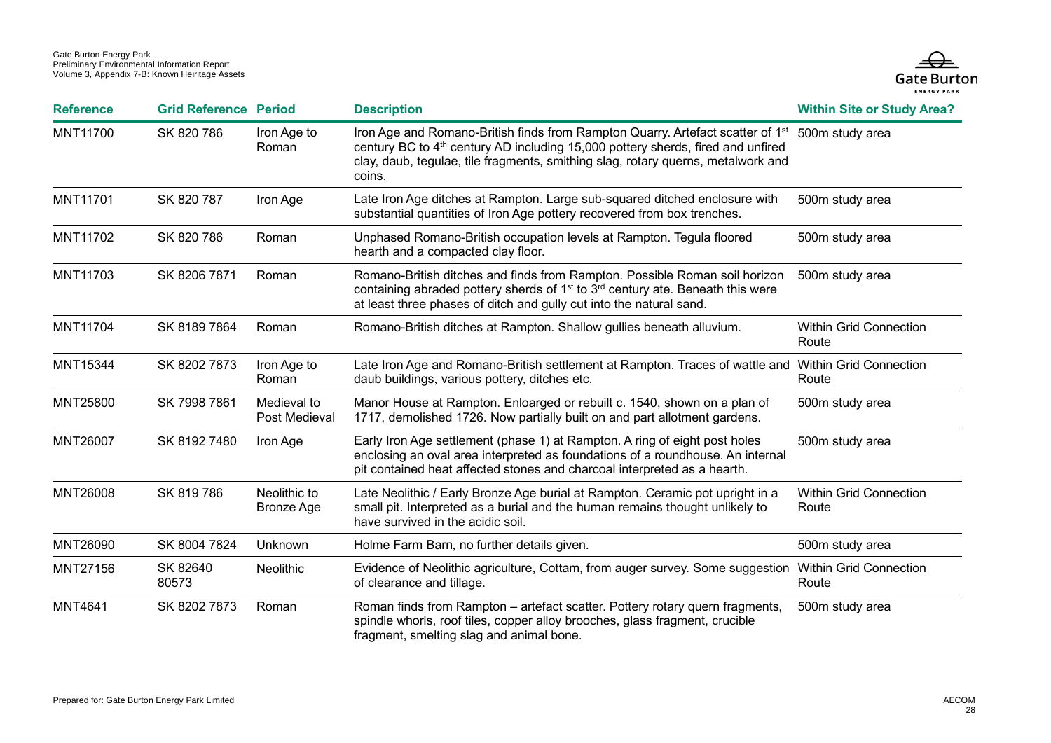| Reference | Grid Reference | Period | Description | Within Site or Study Area? |
|---|---|---|---|---|
| MNT11700 | SK 820 786 | Iron Age to Roman | Iron Age and Romano-British finds from Rampton Quarry. Artefact scatter of 1st century BC to 4th century AD including 15,000 pottery sherds, fired and unfired clay, daub, tegulae, tile fragments, smithing slag, rotary querns, metalwork and coins. | 500m study area |
| MNT11701 | SK 820 787 | Iron Age | Late Iron Age ditches at Rampton. Large sub-squared ditched enclosure with substantial quantities of Iron Age pottery recovered from box trenches. | 500m study area |
| MNT11702 | SK 820 786 | Roman | Unphased Romano-British occupation levels at Rampton. Tegula floored hearth and a compacted clay floor. | 500m study area |
| MNT11703 | SK 8206 7871 | Roman | Romano-British ditches and finds from Rampton. Possible Roman soil horizon containing abraded pottery sherds of 1st to 3rd century ate. Beneath this were at least three phases of ditch and gully cut into the natural sand. | 500m study area |
| MNT11704 | SK 8189 7864 | Roman | Romano-British ditches at Rampton. Shallow gullies beneath alluvium. | Within Grid Connection Route |
| MNT15344 | SK 8202 7873 | Iron Age to Roman | Late Iron Age and Romano-British settlement at Rampton. Traces of wattle and daub buildings, various pottery, ditches etc. | Within Grid Connection Route |
| MNT25800 | SK 7998 7861 | Medieval to Post Medieval | Manor House at Rampton. Enloarged or rebuilt c. 1540, shown on a plan of 1717, demolished 1726. Now partially built on and part allotment gardens. | 500m study area |
| MNT26007 | SK 8192 7480 | Iron Age | Early Iron Age settlement (phase 1) at Rampton. A ring of eight post holes enclosing an oval area interpreted as foundations of a roundhouse. An internal pit contained heat affected stones and charcoal interpreted as a hearth. | 500m study area |
| MNT26008 | SK 819 786 | Neolithic to Bronze Age | Late Neolithic / Early Bronze Age burial at Rampton. Ceramic pot upright in a small pit. Interpreted as a burial and the human remains thought unlikely to have survived in the acidic soil. | Within Grid Connection Route |
| MNT26090 | SK 8004 7824 | Unknown | Holme Farm Barn, no further details given. | 500m study area |
| MNT27156 | SK 82640 80573 | Neolithic | Evidence of Neolithic agriculture, Cottam, from auger survey. Some suggestion of clearance and tillage. | Within Grid Connection Route |
| MNT4641 | SK 8202 7873 | Roman | Roman finds from Rampton – artefact scatter. Pottery rotary quern fragments, spindle whorls, roof tiles, copper alloy brooches, glass fragment, crucible fragment, smelting slag and animal bone. | 500m study area |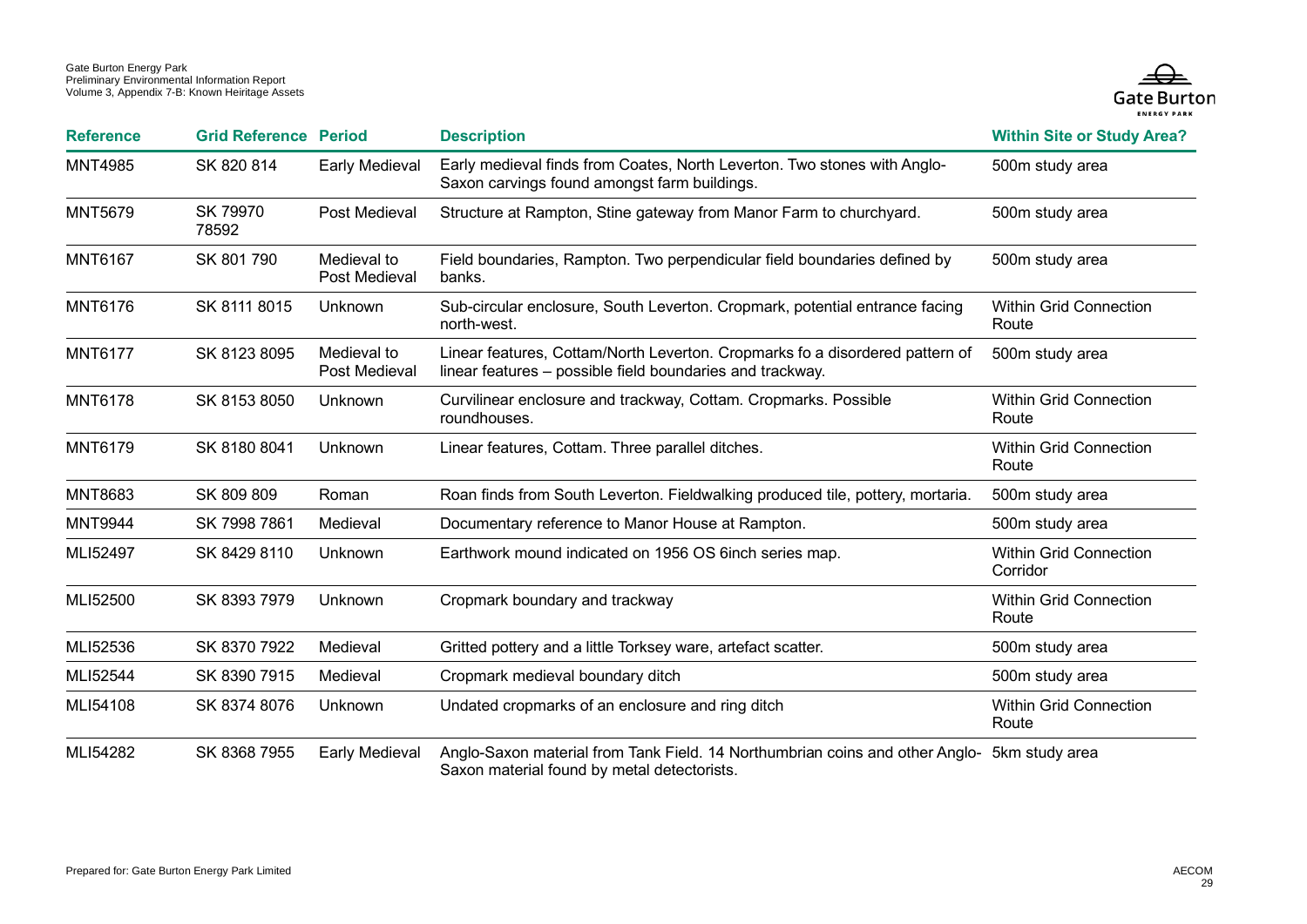| Reference | Grid Reference | Period | Description | Within Site or Study Area? |
|---|---|---|---|---|
| MNT4985 | SK 820 814 | Early Medieval | Early medieval finds from Coates, North Leverton. Two stones with Anglo-Saxon carvings found amongst farm buildings. | 500m study area |
| MNT5679 | SK 79970 78592 | Post Medieval | Structure at Rampton, Stine gateway from Manor Farm to churchyard. | 500m study area |
| MNT6167 | SK 801 790 | Medieval to Post Medieval | Field boundaries, Rampton. Two perpendicular field boundaries defined by banks. | 500m study area |
| MNT6176 | SK 8111 8015 | Unknown | Sub-circular enclosure, South Leverton. Cropmark, potential entrance facing north-west. | Within Grid Connection Route |
| MNT6177 | SK 8123 8095 | Medieval to Post Medieval | Linear features, Cottam/North Leverton. Cropmarks fo a disordered pattern of linear features – possible field boundaries and trackway. | 500m study area |
| MNT6178 | SK 8153 8050 | Unknown | Curvilinear enclosure and trackway, Cottam. Cropmarks. Possible roundhouses. | Within Grid Connection Route |
| MNT6179 | SK 8180 8041 | Unknown | Linear features, Cottam. Three parallel ditches. | Within Grid Connection Route |
| MNT8683 | SK 809 809 | Roman | Roan finds from South Leverton. Fieldwalking produced tile, pottery, mortaria. | 500m study area |
| MNT9944 | SK 7998 7861 | Medieval | Documentary reference to Manor House at Rampton. | 500m study area |
| MLI52497 | SK 8429 8110 | Unknown | Earthwork mound indicated on 1956 OS 6inch series map. | Within Grid Connection Corridor |
| MLI52500 | SK 8393 7979 | Unknown | Cropmark boundary and trackway | Within Grid Connection Route |
| MLI52536 | SK 8370 7922 | Medieval | Gritted pottery and a little Torksey ware, artefact scatter. | 500m study area |
| MLI52544 | SK 8390 7915 | Medieval | Cropmark medieval boundary ditch | 500m study area |
| MLI54108 | SK 8374 8076 | Unknown | Undated cropmarks of an enclosure and ring ditch | Within Grid Connection Route |
| MLI54282 | SK 8368 7955 | Early Medieval | Anglo-Saxon material from Tank Field. 14 Northumbrian coins and other Anglo-Saxon material found by metal detectorists. | 5km study area |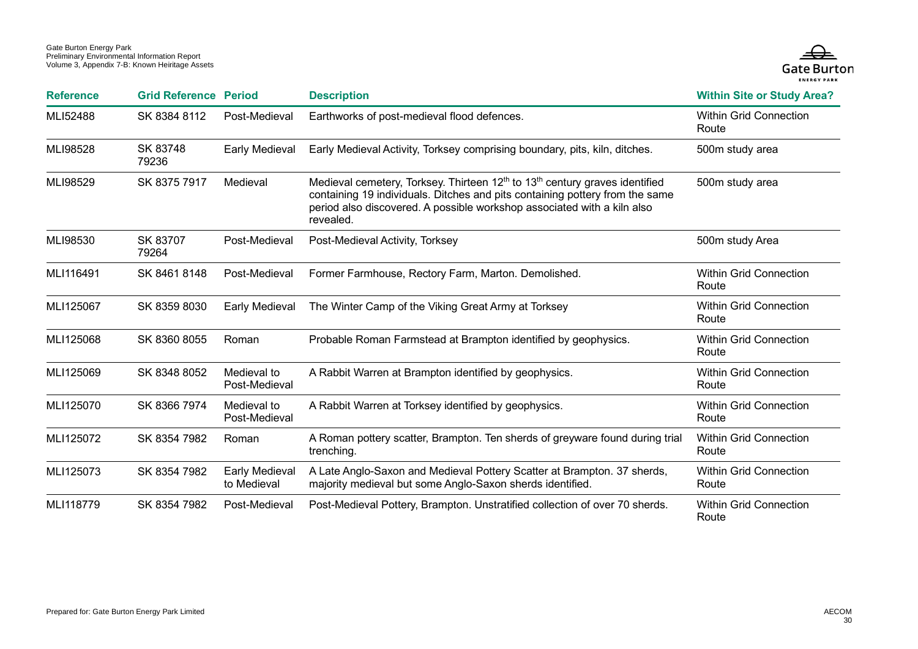| Reference | Grid Reference | Period | Description | Within Site or Study Area? |
|---|---|---|---|---|
| MLI52488 | SK 8384 8112 | Post-Medieval | Earthworks of post-medieval flood defences. | Within Grid Connection Route |
| MLI98528 | SK 83748 79236 | Early Medieval | Early Medieval Activity, Torksey comprising boundary, pits, kiln, ditches. | 500m study area |
| MLI98529 | SK 8375 7917 | Medieval | Medieval cemetery, Torksey. Thirteen 12th to 13th century graves identified containing 19 individuals. Ditches and pits containing pottery from the same period also discovered. A possible workshop associated with a kiln also revealed. | 500m study area |
| MLI98530 | SK 83707 79264 | Post-Medieval | Post-Medieval Activity, Torksey | 500m study Area |
| MLI116491 | SK 8461 8148 | Post-Medieval | Former Farmhouse, Rectory Farm, Marton. Demolished. | Within Grid Connection Route |
| MLI125067 | SK 8359 8030 | Early Medieval | The Winter Camp of the Viking Great Army at Torksey | Within Grid Connection Route |
| MLI125068 | SK 8360 8055 | Roman | Probable Roman Farmstead at Brampton identified by geophysics. | Within Grid Connection Route |
| MLI125069 | SK 8348 8052 | Medieval to Post-Medieval | A Rabbit Warren at Brampton identified by geophysics. | Within Grid Connection Route |
| MLI125070 | SK 8366 7974 | Medieval to Post-Medieval | A Rabbit Warren at Torksey identified by geophysics. | Within Grid Connection Route |
| MLI125072 | SK 8354 7982 | Roman | A Roman pottery scatter, Brampton. Ten sherds of greyware found during trial trenching. | Within Grid Connection Route |
| MLI125073 | SK 8354 7982 | Early Medieval to Medieval | A Late Anglo-Saxon and Medieval Pottery Scatter at Brampton. 37 sherds, majority medieval but some Anglo-Saxon sherds identified. | Within Grid Connection Route |
| MLI118779 | SK 8354 7982 | Post-Medieval | Post-Medieval Pottery, Brampton. Unstratified collection of over 70 sherds. | Within Grid Connection Route |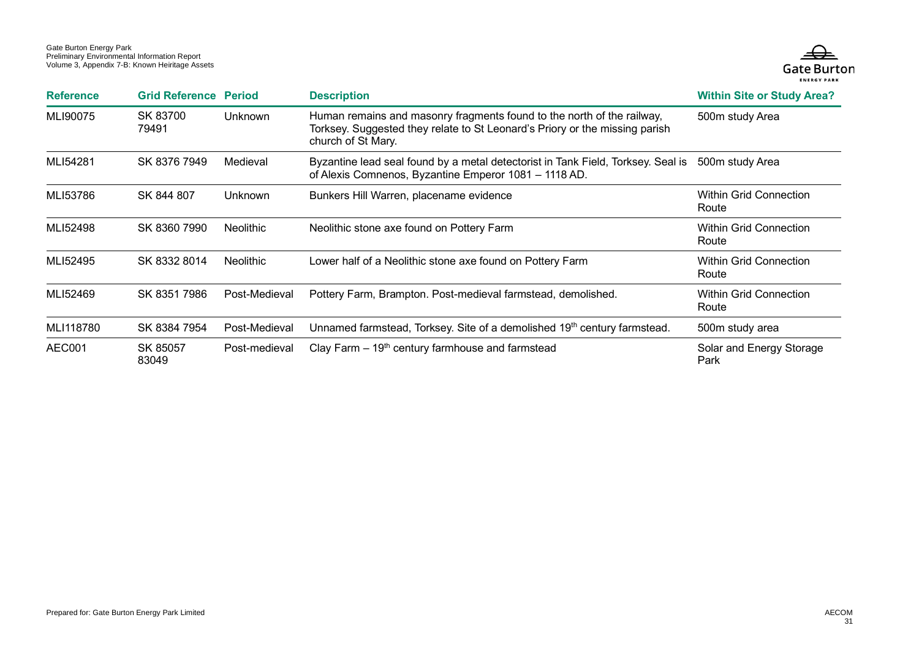| Reference | Grid Reference | Period | Description | Within Site or Study Area? |
|---|---|---|---|---|
| MLI90075 | SK 83700 79491 | Unknown | Human remains and masonry fragments found to the north of the railway, Torksey. Suggested they relate to St Leonard's Priory or the missing parish church of St Mary. | 500m study Area |
| MLI54281 | SK 8376 7949 | Medieval | Byzantine lead seal found by a metal detectorist in Tank Field, Torksey. Seal is of Alexis Comnenos, Byzantine Emperor 1081 – 1118 AD. | 500m study Area |
| MLI53786 | SK 844 807 | Unknown | Bunkers Hill Warren, placename evidence | Within Grid Connection Route |
| MLI52498 | SK 8360 7990 | Neolithic | Neolithic stone axe found on Pottery Farm | Within Grid Connection Route |
| MLI52495 | SK 8332 8014 | Neolithic | Lower half of a Neolithic stone axe found on Pottery Farm | Within Grid Connection Route |
| MLI52469 | SK 8351 7986 | Post-Medieval | Pottery Farm, Brampton. Post-medieval farmstead, demolished. | Within Grid Connection Route |
| MLI118780 | SK 8384 7954 | Post-Medieval | Unnamed farmstead, Torksey. Site of a demolished 19th century farmstead. | 500m study area |
| AEC001 | SK 85057 83049 | Post-medieval | Clay Farm – 19th century farmhouse and farmstead | Solar and Energy Storage Park |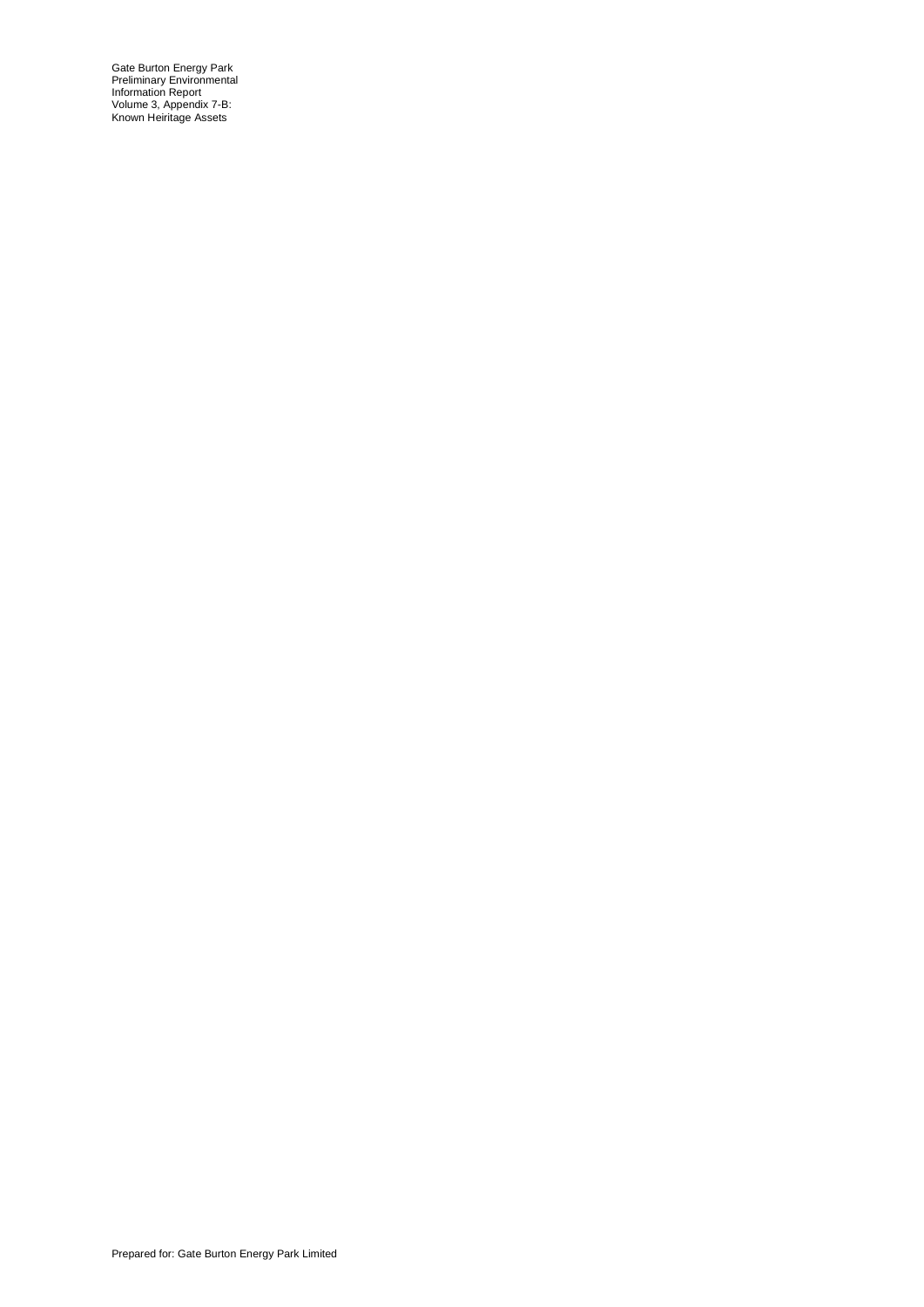Gate Burton Energy Park
Preliminary Environmental
Information Report
Volume 3, Appendix 7-B:
Known Heiritage Assets

Prepared for: Gate Burton Energy Park Limited